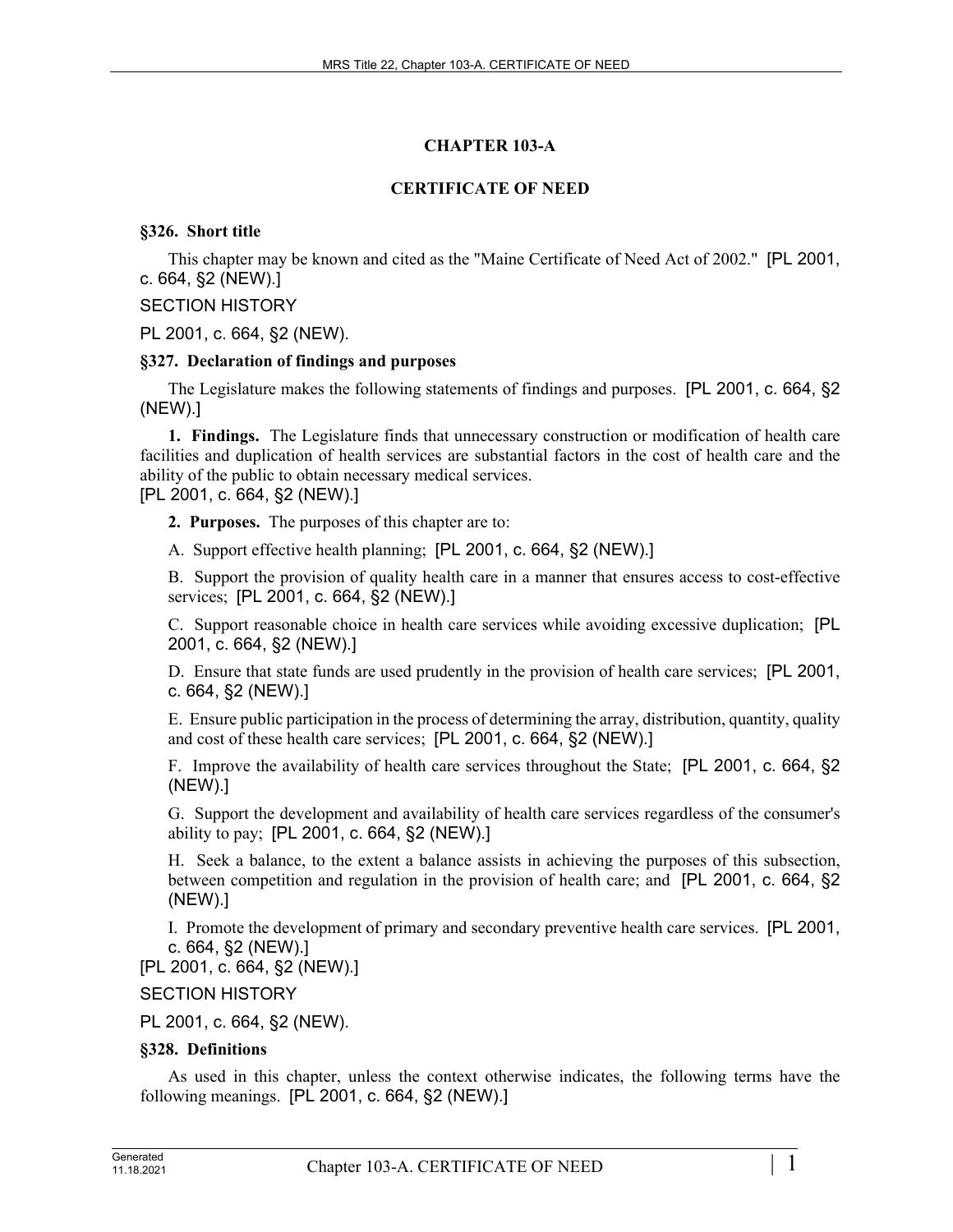# CHAPTER 103-A

## CERTIFICATE OF NEED

### §326. Short title

This chapter may be known and cited as the "Maine Certificate of Need Act of 2002." [PL 2001, c. 664, §2 (NEW).]

SECTION HISTORY

PL 2001, c. 664, §2 (NEW).

### §327. Declaration of findings and purposes

The Legislature makes the following statements of findings and purposes. [PL 2001, c. 664, §2 (NEW).]

**1. Findings.** The Legislature finds that unnecessary construction or modification of health care facilities and duplication of health services are substantial factors in the cost of health care and the ability of the public to obtain necessary medical services.
[PL 2001, c. 664, §2 (NEW).]

**2. Purposes.** The purposes of this chapter are to:

A. Support effective health planning; [PL 2001, c. 664, §2 (NEW).]

B. Support the provision of quality health care in a manner that ensures access to cost-effective services; [PL 2001, c. 664, §2 (NEW).]

C. Support reasonable choice in health care services while avoiding excessive duplication; [PL 2001, c. 664, §2 (NEW).]

D. Ensure that state funds are used prudently in the provision of health care services; [PL 2001, c. 664, §2 (NEW).]

E. Ensure public participation in the process of determining the array, distribution, quantity, quality and cost of these health care services; [PL 2001, c. 664, §2 (NEW).]

F. Improve the availability of health care services throughout the State; [PL 2001, c. 664, §2 (NEW).]

G. Support the development and availability of health care services regardless of the consumer's ability to pay; [PL 2001, c. 664, §2 (NEW).]

H. Seek a balance, to the extent a balance assists in achieving the purposes of this subsection, between competition and regulation in the provision of health care; and [PL 2001, c. 664, §2 (NEW).]

I. Promote the development of primary and secondary preventive health care services. [PL 2001, c. 664, §2 (NEW).]

[PL 2001, c. 664, §2 (NEW).]

SECTION HISTORY

PL 2001, c. 664, §2 (NEW).

### §328. Definitions

As used in this chapter, unless the context otherwise indicates, the following terms have the following meanings. [PL 2001, c. 664, §2 (NEW).]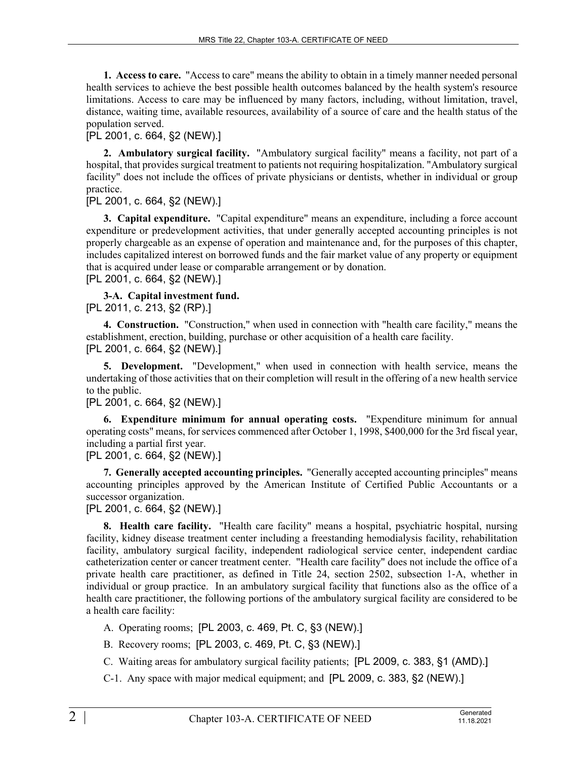**1. Access to care.** "Access to care" means the ability to obtain in a timely manner needed personal health services to achieve the best possible health outcomes balanced by the health system's resource limitations. Access to care may be influenced by many factors, including, without limitation, travel, distance, waiting time, available resources, availability of a source of care and the health status of the population served.

[PL 2001, c. 664, §2 (NEW).]

**2. Ambulatory surgical facility.** "Ambulatory surgical facility" means a facility, not part of a hospital, that provides surgical treatment to patients not requiring hospitalization. "Ambulatory surgical facility" does not include the offices of private physicians or dentists, whether in individual or group practice.

[PL 2001, c. 664, §2 (NEW).]

**3. Capital expenditure.** "Capital expenditure" means an expenditure, including a force account expenditure or predevelopment activities, that under generally accepted accounting principles is not properly chargeable as an expense of operation and maintenance and, for the purposes of this chapter, includes capitalized interest on borrowed funds and the fair market value of any property or equipment that is acquired under lease or comparable arrangement or by donation.

[PL 2001, c. 664, §2 (NEW).]

**3-A. Capital investment fund.**

[PL 2011, c. 213, §2 (RP).]

**4. Construction.** "Construction," when used in connection with "health care facility," means the establishment, erection, building, purchase or other acquisition of a health care facility.

[PL 2001, c. 664, §2 (NEW).]

**5. Development.** "Development," when used in connection with health service, means the undertaking of those activities that on their completion will result in the offering of a new health service to the public.

[PL 2001, c. 664, §2 (NEW).]

**6. Expenditure minimum for annual operating costs.** "Expenditure minimum for annual operating costs" means, for services commenced after October 1, 1998, $400,000 for the 3rd fiscal year, including a partial first year.

[PL 2001, c. 664, §2 (NEW).]

**7. Generally accepted accounting principles.** "Generally accepted accounting principles" means accounting principles approved by the American Institute of Certified Public Accountants or a successor organization.

[PL 2001, c. 664, §2 (NEW).]

**8. Health care facility.** "Health care facility" means a hospital, psychiatric hospital, nursing facility, kidney disease treatment center including a freestanding hemodialysis facility, rehabilitation facility, ambulatory surgical facility, independent radiological service center, independent cardiac catheterization center or cancer treatment center. "Health care facility" does not include the office of a private health care practitioner, as defined in Title 24, section 2502, subsection 1-A, whether in individual or group practice. In an ambulatory surgical facility that functions also as the office of a health care practitioner, the following portions of the ambulatory surgical facility are considered to be a health care facility:

A. Operating rooms; [PL 2003, c. 469, Pt. C, §3 (NEW).]

B. Recovery rooms; [PL 2003, c. 469, Pt. C, §3 (NEW).]

C. Waiting areas for ambulatory surgical facility patients; [PL 2009, c. 383, §1 (AMD).]

C-1. Any space with major medical equipment; and [PL 2009, c. 383, §2 (NEW).]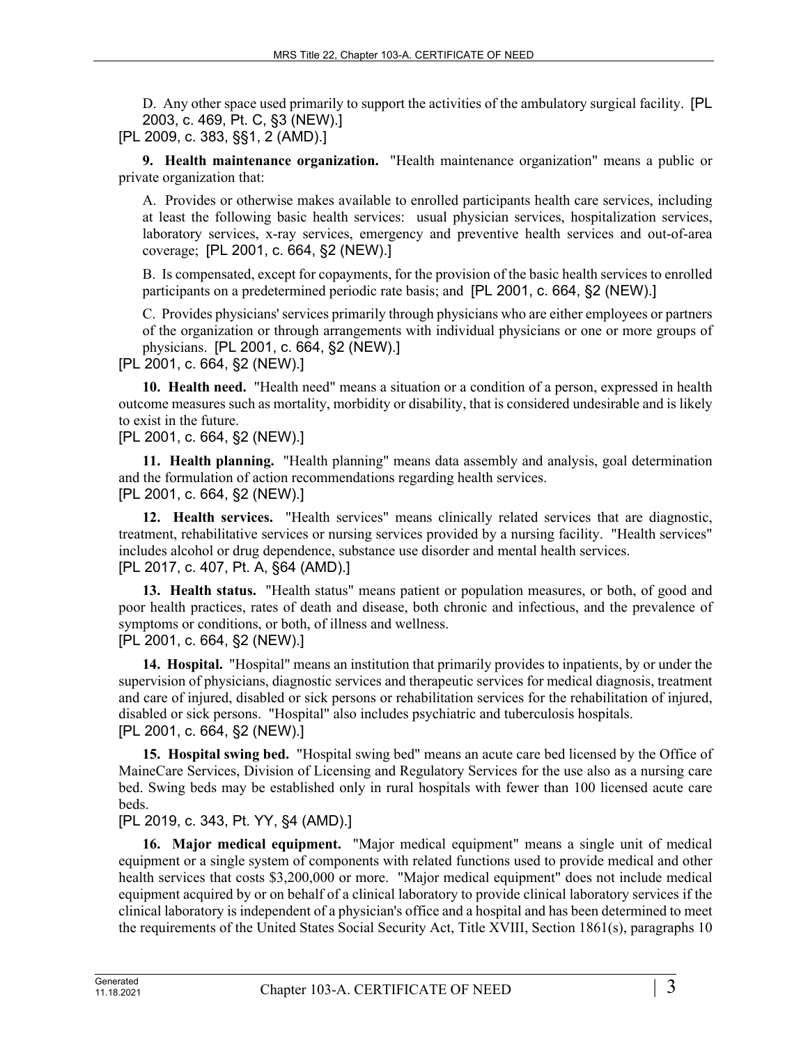D. Any other space used primarily to support the activities of the ambulatory surgical facility. [PL 2003, c. 469, Pt. C, §3 (NEW).]

[PL 2009, c. 383, §§1, 2 (AMD).]

**9. Health maintenance organization.** "Health maintenance organization" means a public or private organization that:

A. Provides or otherwise makes available to enrolled participants health care services, including at least the following basic health services: usual physician services, hospitalization services, laboratory services, x-ray services, emergency and preventive health services and out-of-area coverage; [PL 2001, c. 664, §2 (NEW).]

B. Is compensated, except for copayments, for the provision of the basic health services to enrolled participants on a predetermined periodic rate basis; and [PL 2001, c. 664, §2 (NEW).]

C. Provides physicians' services primarily through physicians who are either employees or partners of the organization or through arrangements with individual physicians or one or more groups of physicians. [PL 2001, c. 664, §2 (NEW).]

[PL 2001, c. 664, §2 (NEW).]

**10. Health need.** "Health need" means a situation or a condition of a person, expressed in health outcome measures such as mortality, morbidity or disability, that is considered undesirable and is likely to exist in the future.

[PL 2001, c. 664, §2 (NEW).]

**11. Health planning.** "Health planning" means data assembly and analysis, goal determination and the formulation of action recommendations regarding health services.

[PL 2001, c. 664, §2 (NEW).]

**12. Health services.** "Health services" means clinically related services that are diagnostic, treatment, rehabilitative services or nursing services provided by a nursing facility. "Health services" includes alcohol or drug dependence, substance use disorder and mental health services.

[PL 2017, c. 407, Pt. A, §64 (AMD).]

**13. Health status.** "Health status" means patient or population measures, or both, of good and poor health practices, rates of death and disease, both chronic and infectious, and the prevalence of symptoms or conditions, or both, of illness and wellness.

[PL 2001, c. 664, §2 (NEW).]

**14. Hospital.** "Hospital" means an institution that primarily provides to inpatients, by or under the supervision of physicians, diagnostic services and therapeutic services for medical diagnosis, treatment and care of injured, disabled or sick persons or rehabilitation services for the rehabilitation of injured, disabled or sick persons. "Hospital" also includes psychiatric and tuberculosis hospitals.

[PL 2001, c. 664, §2 (NEW).]

**15. Hospital swing bed.** "Hospital swing bed" means an acute care bed licensed by the Office of MaineCare Services, Division of Licensing and Regulatory Services for the use also as a nursing care bed. Swing beds may be established only in rural hospitals with fewer than 100 licensed acute care beds.

[PL 2019, c. 343, Pt. YY, §4 (AMD).]

**16. Major medical equipment.** "Major medical equipment" means a single unit of medical equipment or a single system of components with related functions used to provide medical and other health services that costs $3,200,000 or more. "Major medical equipment" does not include medical equipment acquired by or on behalf of a clinical laboratory to provide clinical laboratory services if the clinical laboratory is independent of a physician's office and a hospital and has been determined to meet the requirements of the United States Social Security Act, Title XVIII, Section 1861(s), paragraphs 10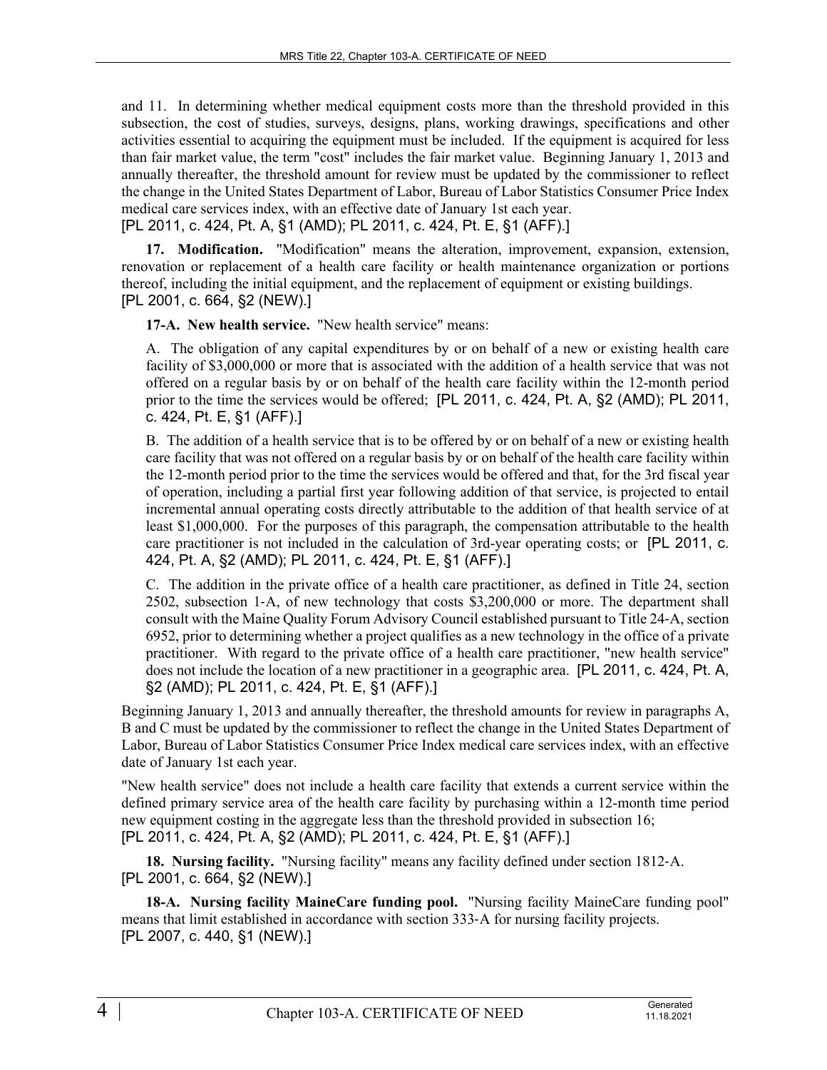and 11. In determining whether medical equipment costs more than the threshold provided in this subsection, the cost of studies, surveys, designs, plans, working drawings, specifications and other activities essential to acquiring the equipment must be included. If the equipment is acquired for less than fair market value, the term "cost" includes the fair market value. Beginning January 1, 2013 and annually thereafter, the threshold amount for review must be updated by the commissioner to reflect the change in the United States Department of Labor, Bureau of Labor Statistics Consumer Price Index medical care services index, with an effective date of January 1st each year.
[PL 2011, c. 424, Pt. A, §1 (AMD); PL 2011, c. 424, Pt. E, §1 (AFF).]

**17. Modification.** "Modification" means the alteration, improvement, expansion, extension, renovation or replacement of a health care facility or health maintenance organization or portions thereof, including the initial equipment, and the replacement of equipment or existing buildings.
[PL 2001, c. 664, §2 (NEW).]

**17-A. New health service.** "New health service" means:

A. The obligation of any capital expenditures by or on behalf of a new or existing health care facility of $3,000,000 or more that is associated with the addition of a health service that was not offered on a regular basis by or on behalf of the health care facility within the 12-month period prior to the time the services would be offered; [PL 2011, c. 424, Pt. A, §2 (AMD); PL 2011, c. 424, Pt. E, §1 (AFF).]

B. The addition of a health service that is to be offered by or on behalf of a new or existing health care facility that was not offered on a regular basis by or on behalf of the health care facility within the 12-month period prior to the time the services would be offered and that, for the 3rd fiscal year of operation, including a partial first year following addition of that service, is projected to entail incremental annual operating costs directly attributable to the addition of that health service of at least $1,000,000. For the purposes of this paragraph, the compensation attributable to the health care practitioner is not included in the calculation of 3rd-year operating costs; or [PL 2011, c. 424, Pt. A, §2 (AMD); PL 2011, c. 424, Pt. E, §1 (AFF).]

C. The addition in the private office of a health care practitioner, as defined in Title 24, section 2502, subsection 1-A, of new technology that costs $3,200,000 or more. The department shall consult with the Maine Quality Forum Advisory Council established pursuant to Title 24-A, section 6952, prior to determining whether a project qualifies as a new technology in the office of a private practitioner. With regard to the private office of a health care practitioner, "new health service" does not include the location of a new practitioner in a geographic area. [PL 2011, c. 424, Pt. A, §2 (AMD); PL 2011, c. 424, Pt. E, §1 (AFF).]

Beginning January 1, 2013 and annually thereafter, the threshold amounts for review in paragraphs A, B and C must be updated by the commissioner to reflect the change in the United States Department of Labor, Bureau of Labor Statistics Consumer Price Index medical care services index, with an effective date of January 1st each year.

"New health service" does not include a health care facility that extends a current service within the defined primary service area of the health care facility by purchasing within a 12-month time period new equipment costing in the aggregate less than the threshold provided in subsection 16;
[PL 2011, c. 424, Pt. A, §2 (AMD); PL 2011, c. 424, Pt. E, §1 (AFF).]

**18. Nursing facility.** "Nursing facility" means any facility defined under section 1812-A.
[PL 2001, c. 664, §2 (NEW).]

**18-A. Nursing facility MaineCare funding pool.** "Nursing facility MaineCare funding pool" means that limit established in accordance with section 333-A for nursing facility projects.
[PL 2007, c. 440, §1 (NEW).]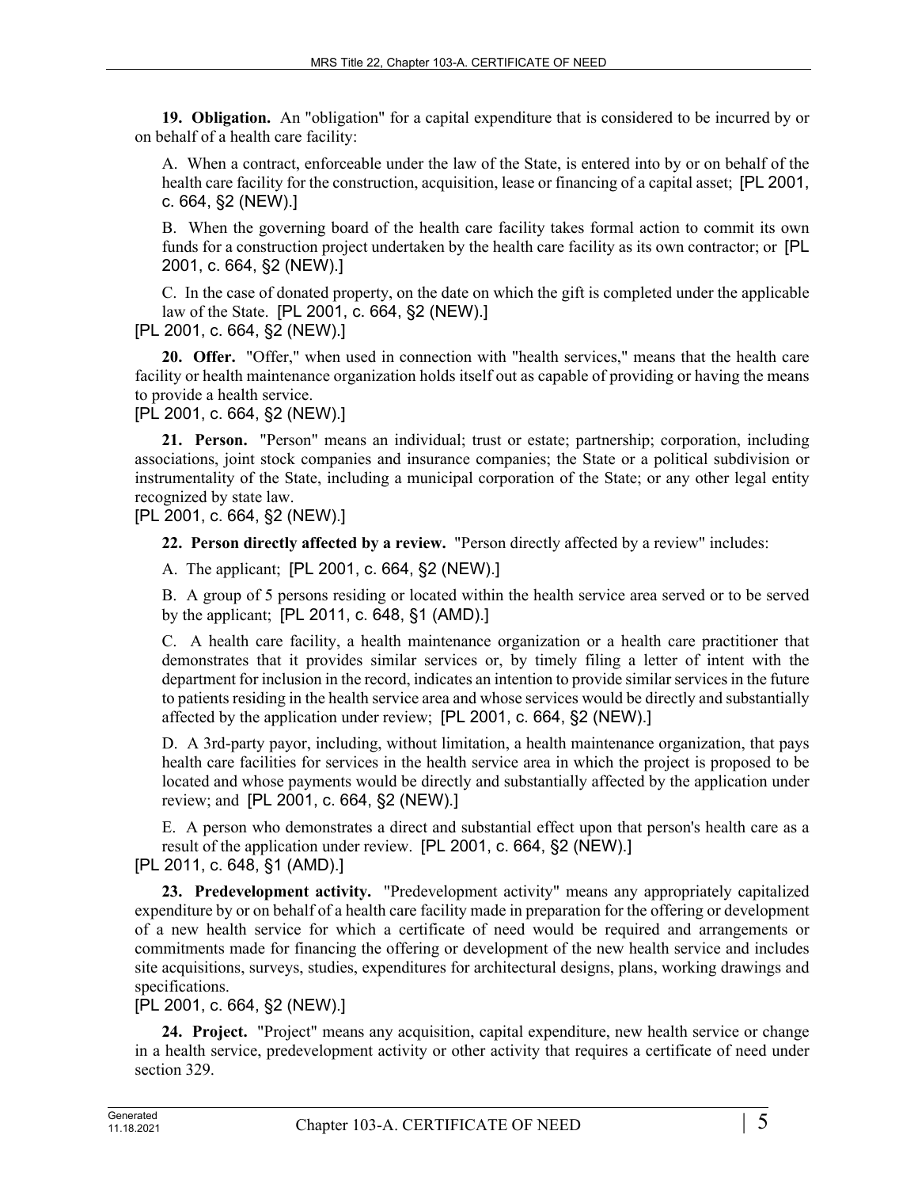**19. Obligation.** An "obligation" for a capital expenditure that is considered to be incurred by or on behalf of a health care facility:

A. When a contract, enforceable under the law of the State, is entered into by or on behalf of the health care facility for the construction, acquisition, lease or financing of a capital asset; [PL 2001, c. 664, §2 (NEW).]

B. When the governing board of the health care facility takes formal action to commit its own funds for a construction project undertaken by the health care facility as its own contractor; or [PL 2001, c. 664, §2 (NEW).]

C. In the case of donated property, on the date on which the gift is completed under the applicable law of the State. [PL 2001, c. 664, §2 (NEW).]

[PL 2001, c. 664, §2 (NEW).]

**20. Offer.** "Offer," when used in connection with "health services," means that the health care facility or health maintenance organization holds itself out as capable of providing or having the means to provide a health service.

[PL 2001, c. 664, §2 (NEW).]

**21. Person.** "Person" means an individual; trust or estate; partnership; corporation, including associations, joint stock companies and insurance companies; the State or a political subdivision or instrumentality of the State, including a municipal corporation of the State; or any other legal entity recognized by state law.

[PL 2001, c. 664, §2 (NEW).]

**22. Person directly affected by a review.** "Person directly affected by a review" includes:

A. The applicant; [PL 2001, c. 664, §2 (NEW).]

B. A group of 5 persons residing or located within the health service area served or to be served by the applicant; [PL 2011, c. 648, §1 (AMD).]

C. A health care facility, a health maintenance organization or a health care practitioner that demonstrates that it provides similar services or, by timely filing a letter of intent with the department for inclusion in the record, indicates an intention to provide similar services in the future to patients residing in the health service area and whose services would be directly and substantially affected by the application under review; [PL 2001, c. 664, §2 (NEW).]

D. A 3rd-party payor, including, without limitation, a health maintenance organization, that pays health care facilities for services in the health service area in which the project is proposed to be located and whose payments would be directly and substantially affected by the application under review; and [PL 2001, c. 664, §2 (NEW).]

E. A person who demonstrates a direct and substantial effect upon that person's health care as a result of the application under review. [PL 2001, c. 664, §2 (NEW).]

[PL 2011, c. 648, §1 (AMD).]

**23. Predevelopment activity.** "Predevelopment activity" means any appropriately capitalized expenditure by or on behalf of a health care facility made in preparation for the offering or development of a new health service for which a certificate of need would be required and arrangements or commitments made for financing the offering or development of the new health service and includes site acquisitions, surveys, studies, expenditures for architectural designs, plans, working drawings and specifications.

[PL 2001, c. 664, §2 (NEW).]

**24. Project.** "Project" means any acquisition, capital expenditure, new health service or change in a health service, predevelopment activity or other activity that requires a certificate of need under section 329.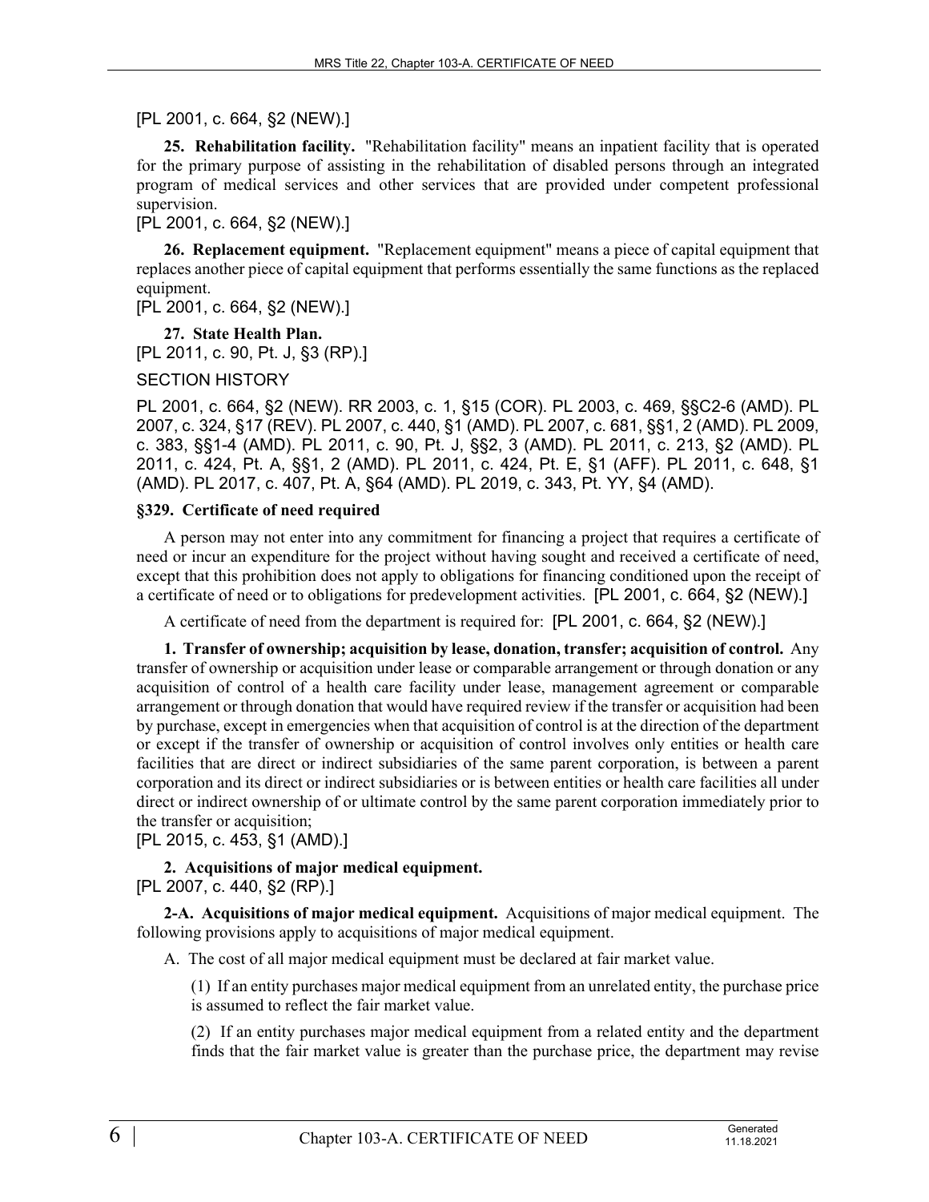[PL 2001, c. 664, §2 (NEW).]

**25. Rehabilitation facility.** "Rehabilitation facility" means an inpatient facility that is operated for the primary purpose of assisting in the rehabilitation of disabled persons through an integrated program of medical services and other services that are provided under competent professional supervision.

[PL 2001, c. 664, §2 (NEW).]

**26. Replacement equipment.** "Replacement equipment" means a piece of capital equipment that replaces another piece of capital equipment that performs essentially the same functions as the replaced equipment.

[PL 2001, c. 664, §2 (NEW).]

**27. State Health Plan.**

[PL 2011, c. 90, Pt. J, §3 (RP).]

SECTION HISTORY

PL 2001, c. 664, §2 (NEW). RR 2003, c. 1, §15 (COR). PL 2003, c. 469, §§C2-6 (AMD). PL 2007, c. 324, §17 (REV). PL 2007, c. 440, §1 (AMD). PL 2007, c. 681, §§1, 2 (AMD). PL 2009, c. 383, §§1-4 (AMD). PL 2011, c. 90, Pt. J, §§2, 3 (AMD). PL 2011, c. 213, §2 (AMD). PL 2011, c. 424, Pt. A, §§1, 2 (AMD). PL 2011, c. 424, Pt. E, §1 (AFF). PL 2011, c. 648, §1 (AMD). PL 2017, c. 407, Pt. A, §64 (AMD). PL 2019, c. 343, Pt. YY, §4 (AMD).

### §329. Certificate of need required

A person may not enter into any commitment for financing a project that requires a certificate of need or incur an expenditure for the project without having sought and received a certificate of need, except that this prohibition does not apply to obligations for financing conditioned upon the receipt of a certificate of need or to obligations for predevelopment activities. [PL 2001, c. 664, §2 (NEW).]

A certificate of need from the department is required for: [PL 2001, c. 664, §2 (NEW).]

**1. Transfer of ownership; acquisition by lease, donation, transfer; acquisition of control.** Any transfer of ownership or acquisition under lease or comparable arrangement or through donation or any acquisition of control of a health care facility under lease, management agreement or comparable arrangement or through donation that would have required review if the transfer or acquisition had been by purchase, except in emergencies when that acquisition of control is at the direction of the department or except if the transfer of ownership or acquisition of control involves only entities or health care facilities that are direct or indirect subsidiaries of the same parent corporation, is between a parent corporation and its direct or indirect subsidiaries or is between entities or health care facilities all under direct or indirect ownership of or ultimate control by the same parent corporation immediately prior to the transfer or acquisition;

[PL 2015, c. 453, §1 (AMD).]

**2. Acquisitions of major medical equipment.**

[PL 2007, c. 440, §2 (RP).]

**2-A. Acquisitions of major medical equipment.** Acquisitions of major medical equipment. The following provisions apply to acquisitions of major medical equipment.

A. The cost of all major medical equipment must be declared at fair market value.

(1) If an entity purchases major medical equipment from an unrelated entity, the purchase price is assumed to reflect the fair market value.

(2) If an entity purchases major medical equipment from a related entity and the department finds that the fair market value is greater than the purchase price, the department may revise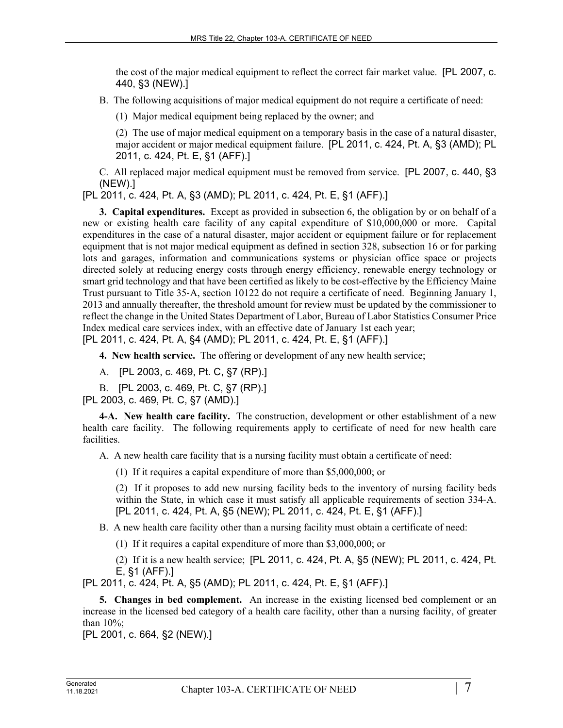the cost of the major medical equipment to reflect the correct fair market value. [PL 2007, c. 440, §3 (NEW).]

B. The following acquisitions of major medical equipment do not require a certificate of need:

(1) Major medical equipment being replaced by the owner; and

(2) The use of major medical equipment on a temporary basis in the case of a natural disaster, major accident or major medical equipment failure. [PL 2011, c. 424, Pt. A, §3 (AMD); PL 2011, c. 424, Pt. E, §1 (AFF).]

C. All replaced major medical equipment must be removed from service. [PL 2007, c. 440, §3 (NEW).]

[PL 2011, c. 424, Pt. A, §3 (AMD); PL 2011, c. 424, Pt. E, §1 (AFF).]

**3. Capital expenditures.** Except as provided in subsection 6, the obligation by or on behalf of a new or existing health care facility of any capital expenditure of $10,000,000 or more. Capital expenditures in the case of a natural disaster, major accident or equipment failure or for replacement equipment that is not major medical equipment as defined in section 328, subsection 16 or for parking lots and garages, information and communications systems or physician office space or projects directed solely at reducing energy costs through energy efficiency, renewable energy technology or smart grid technology and that have been certified as likely to be cost-effective by the Efficiency Maine Trust pursuant to Title 35-A, section 10122 do not require a certificate of need. Beginning January 1, 2013 and annually thereafter, the threshold amount for review must be updated by the commissioner to reflect the change in the United States Department of Labor, Bureau of Labor Statistics Consumer Price Index medical care services index, with an effective date of January 1st each year;

[PL 2011, c. 424, Pt. A, §4 (AMD); PL 2011, c. 424, Pt. E, §1 (AFF).]

**4. New health service.** The offering or development of any new health service;

A. [PL 2003, c. 469, Pt. C, §7 (RP).]

B. [PL 2003, c. 469, Pt. C, §7 (RP).]

[PL 2003, c. 469, Pt. C, §7 (AMD).]

**4-A. New health care facility.** The construction, development or other establishment of a new health care facility. The following requirements apply to certificate of need for new health care facilities.

A. A new health care facility that is a nursing facility must obtain a certificate of need:

(1) If it requires a capital expenditure of more than $5,000,000; or

(2) If it proposes to add new nursing facility beds to the inventory of nursing facility beds within the State, in which case it must satisfy all applicable requirements of section 334-A. [PL 2011, c. 424, Pt. A, §5 (NEW); PL 2011, c. 424, Pt. E, §1 (AFF).]

B. A new health care facility other than a nursing facility must obtain a certificate of need:

(1) If it requires a capital expenditure of more than $3,000,000; or

(2) If it is a new health service; [PL 2011, c. 424, Pt. A, §5 (NEW); PL 2011, c. 424, Pt. E, §1 (AFF).]

[PL 2011, c. 424, Pt. A, §5 (AMD); PL 2011, c. 424, Pt. E, §1 (AFF).]

**5. Changes in bed complement.** An increase in the existing licensed bed complement or an increase in the licensed bed category of a health care facility, other than a nursing facility, of greater than 10%;

[PL 2001, c. 664, §2 (NEW).]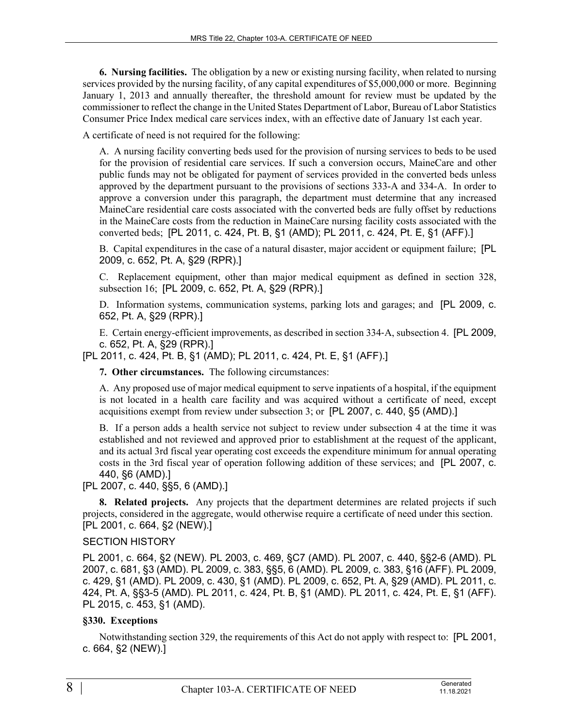**6. Nursing facilities.** The obligation by a new or existing nursing facility, when related to nursing services provided by the nursing facility, of any capital expenditures of $5,000,000 or more. Beginning January 1, 2013 and annually thereafter, the threshold amount for review must be updated by the commissioner to reflect the change in the United States Department of Labor, Bureau of Labor Statistics Consumer Price Index medical care services index, with an effective date of January 1st each year.

A certificate of need is not required for the following:

A. A nursing facility converting beds used for the provision of nursing services to beds to be used for the provision of residential care services. If such a conversion occurs, MaineCare and other public funds may not be obligated for payment of services provided in the converted beds unless approved by the department pursuant to the provisions of sections 333-A and 334-A. In order to approve a conversion under this paragraph, the department must determine that any increased MaineCare residential care costs associated with the converted beds are fully offset by reductions in the MaineCare costs from the reduction in MaineCare nursing facility costs associated with the converted beds; [PL 2011, c. 424, Pt. B, §1 (AMD); PL 2011, c. 424, Pt. E, §1 (AFF).]

B. Capital expenditures in the case of a natural disaster, major accident or equipment failure; [PL 2009, c. 652, Pt. A, §29 (RPR).]

C. Replacement equipment, other than major medical equipment as defined in section 328, subsection 16; [PL 2009, c. 652, Pt. A, §29 (RPR).]

D. Information systems, communication systems, parking lots and garages; and [PL 2009, c. 652, Pt. A, §29 (RPR).]

E. Certain energy-efficient improvements, as described in section 334-A, subsection 4. [PL 2009, c. 652, Pt. A, §29 (RPR).]

[PL 2011, c. 424, Pt. B, §1 (AMD); PL 2011, c. 424, Pt. E, §1 (AFF).]

**7. Other circumstances.** The following circumstances:

A. Any proposed use of major medical equipment to serve inpatients of a hospital, if the equipment is not located in a health care facility and was acquired without a certificate of need, except acquisitions exempt from review under subsection 3; or [PL 2007, c. 440, §5 (AMD).]

B. If a person adds a health service not subject to review under subsection 4 at the time it was established and not reviewed and approved prior to establishment at the request of the applicant, and its actual 3rd fiscal year operating cost exceeds the expenditure minimum for annual operating costs in the 3rd fiscal year of operation following addition of these services; and [PL 2007, c. 440, §6 (AMD).]

[PL 2007, c. 440, §§5, 6 (AMD).]

**8. Related projects.** Any projects that the department determines are related projects if such projects, considered in the aggregate, would otherwise require a certificate of need under this section. [PL 2001, c. 664, §2 (NEW).]

SECTION HISTORY

PL 2001, c. 664, §2 (NEW). PL 2003, c. 469, §C7 (AMD). PL 2007, c. 440, §§2-6 (AMD). PL 2007, c. 681, §3 (AMD). PL 2009, c. 383, §§5, 6 (AMD). PL 2009, c. 383, §16 (AFF). PL 2009, c. 429, §1 (AMD). PL 2009, c. 430, §1 (AMD). PL 2009, c. 652, Pt. A, §29 (AMD). PL 2011, c. 424, Pt. A, §§3-5 (AMD). PL 2011, c. 424, Pt. B, §1 (AMD). PL 2011, c. 424, Pt. E, §1 (AFF). PL 2015, c. 453, §1 (AMD).

### §330. Exceptions

Notwithstanding section 329, the requirements of this Act do not apply with respect to: [PL 2001, c. 664, §2 (NEW).]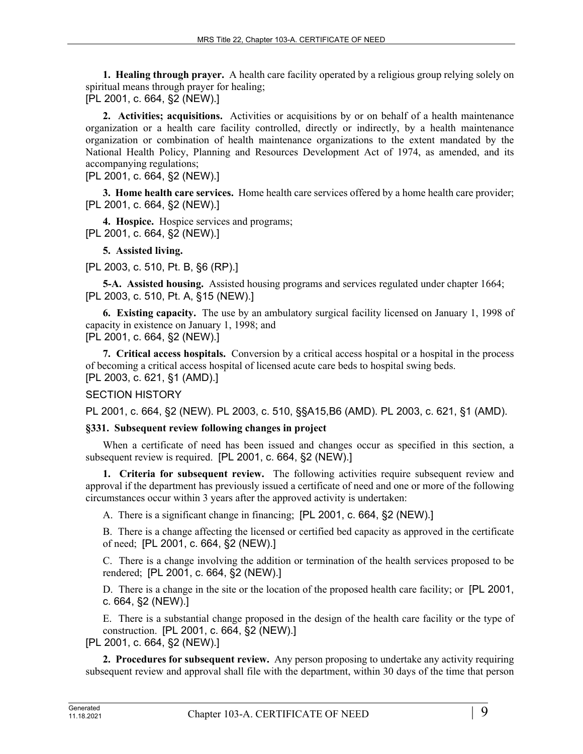**1. Healing through prayer.** A health care facility operated by a religious group relying solely on spiritual means through prayer for healing;
[PL 2001, c. 664, §2 (NEW).]

**2. Activities; acquisitions.** Activities or acquisitions by or on behalf of a health maintenance organization or a health care facility controlled, directly or indirectly, by a health maintenance organization or combination of health maintenance organizations to the extent mandated by the National Health Policy, Planning and Resources Development Act of 1974, as amended, and its accompanying regulations;
[PL 2001, c. 664, §2 (NEW).]

**3. Home health care services.** Home health care services offered by a home health care provider;
[PL 2001, c. 664, §2 (NEW).]

**4. Hospice.** Hospice services and programs;
[PL 2001, c. 664, §2 (NEW).]

**5. Assisted living.**

[PL 2003, c. 510, Pt. B, §6 (RP).]

**5-A. Assisted housing.** Assisted housing programs and services regulated under chapter 1664;
[PL 2003, c. 510, Pt. A, §15 (NEW).]

**6. Existing capacity.** The use by an ambulatory surgical facility licensed on January 1, 1998 of capacity in existence on January 1, 1998; and
[PL 2001, c. 664, §2 (NEW).]

**7. Critical access hospitals.** Conversion by a critical access hospital or a hospital in the process of becoming a critical access hospital of licensed acute care beds to hospital swing beds.
[PL 2003, c. 621, §1 (AMD).]

SECTION HISTORY

PL 2001, c. 664, §2 (NEW). PL 2003, c. 510, §§A15,B6 (AMD). PL 2003, c. 621, §1 (AMD).

### §331. Subsequent review following changes in project

When a certificate of need has been issued and changes occur as specified in this section, a subsequent review is required. [PL 2001, c. 664, §2 (NEW).]

**1. Criteria for subsequent review.** The following activities require subsequent review and approval if the department has previously issued a certificate of need and one or more of the following circumstances occur within 3 years after the approved activity is undertaken:

A. There is a significant change in financing; [PL 2001, c. 664, §2 (NEW).]

B. There is a change affecting the licensed or certified bed capacity as approved in the certificate of need; [PL 2001, c. 664, §2 (NEW).]

C. There is a change involving the addition or termination of the health services proposed to be rendered; [PL 2001, c. 664, §2 (NEW).]

D. There is a change in the site or the location of the proposed health care facility; or [PL 2001, c. 664, §2 (NEW).]

E. There is a substantial change proposed in the design of the health care facility or the type of construction. [PL 2001, c. 664, §2 (NEW).]

[PL 2001, c. 664, §2 (NEW).]

**2. Procedures for subsequent review.** Any person proposing to undertake any activity requiring subsequent review and approval shall file with the department, within 30 days of the time that person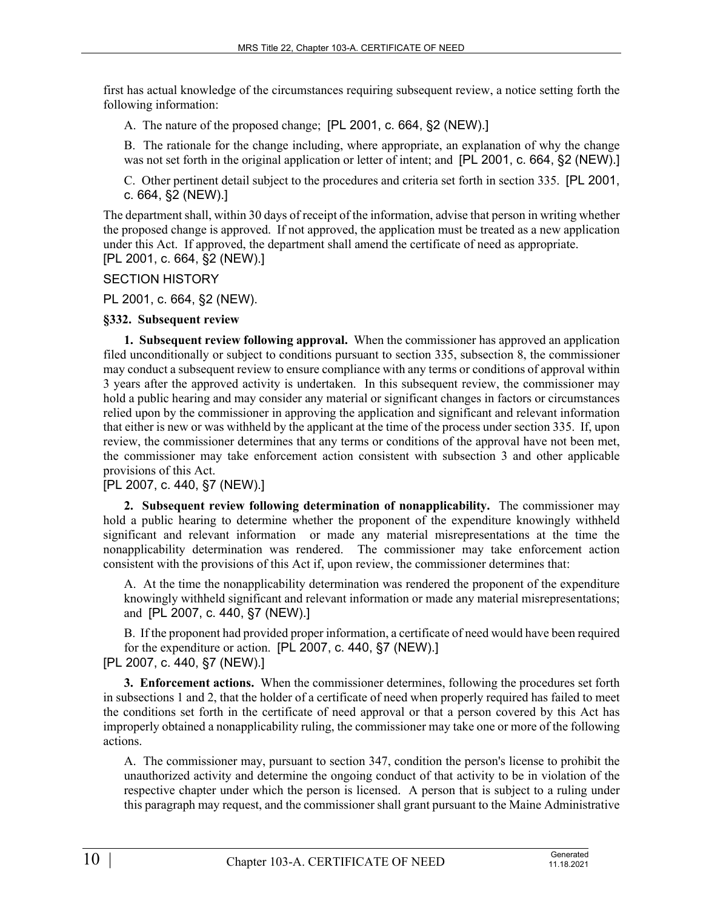first has actual knowledge of the circumstances requiring subsequent review, a notice setting forth the following information:

A. The nature of the proposed change; [PL 2001, c. 664, §2 (NEW).]

B. The rationale for the change including, where appropriate, an explanation of why the change was not set forth in the original application or letter of intent; and [PL 2001, c. 664, §2 (NEW).]

C. Other pertinent detail subject to the procedures and criteria set forth in section 335. [PL 2001, c. 664, §2 (NEW).]

The department shall, within 30 days of receipt of the information, advise that person in writing whether the proposed change is approved. If not approved, the application must be treated as a new application under this Act. If approved, the department shall amend the certificate of need as appropriate.
[PL 2001, c. 664, §2 (NEW).]

SECTION HISTORY

PL 2001, c. 664, §2 (NEW).

**§332. Subsequent review**

**1. Subsequent review following approval.** When the commissioner has approved an application filed unconditionally or subject to conditions pursuant to section 335, subsection 8, the commissioner may conduct a subsequent review to ensure compliance with any terms or conditions of approval within 3 years after the approved activity is undertaken. In this subsequent review, the commissioner may hold a public hearing and may consider any material or significant changes in factors or circumstances relied upon by the commissioner in approving the application and significant and relevant information that either is new or was withheld by the applicant at the time of the process under section 335. If, upon review, the commissioner determines that any terms or conditions of the approval have not been met, the commissioner may take enforcement action consistent with subsection 3 and other applicable provisions of this Act.
[PL 2007, c. 440, §7 (NEW).]

**2. Subsequent review following determination of nonapplicability.** The commissioner may hold a public hearing to determine whether the proponent of the expenditure knowingly withheld significant and relevant information or made any material misrepresentations at the time the nonapplicability determination was rendered. The commissioner may take enforcement action consistent with the provisions of this Act if, upon review, the commissioner determines that:

A. At the time the nonapplicability determination was rendered the proponent of the expenditure knowingly withheld significant and relevant information or made any material misrepresentations; and [PL 2007, c. 440, §7 (NEW).]

B. If the proponent had provided proper information, a certificate of need would have been required for the expenditure or action. [PL 2007, c. 440, §7 (NEW).]

[PL 2007, c. 440, §7 (NEW).]

**3. Enforcement actions.** When the commissioner determines, following the procedures set forth in subsections 1 and 2, that the holder of a certificate of need when properly required has failed to meet the conditions set forth in the certificate of need approval or that a person covered by this Act has improperly obtained a nonapplicability ruling, the commissioner may take one or more of the following actions.

A. The commissioner may, pursuant to section 347, condition the person's license to prohibit the unauthorized activity and determine the ongoing conduct of that activity to be in violation of the respective chapter under which the person is licensed. A person that is subject to a ruling under this paragraph may request, and the commissioner shall grant pursuant to the Maine Administrative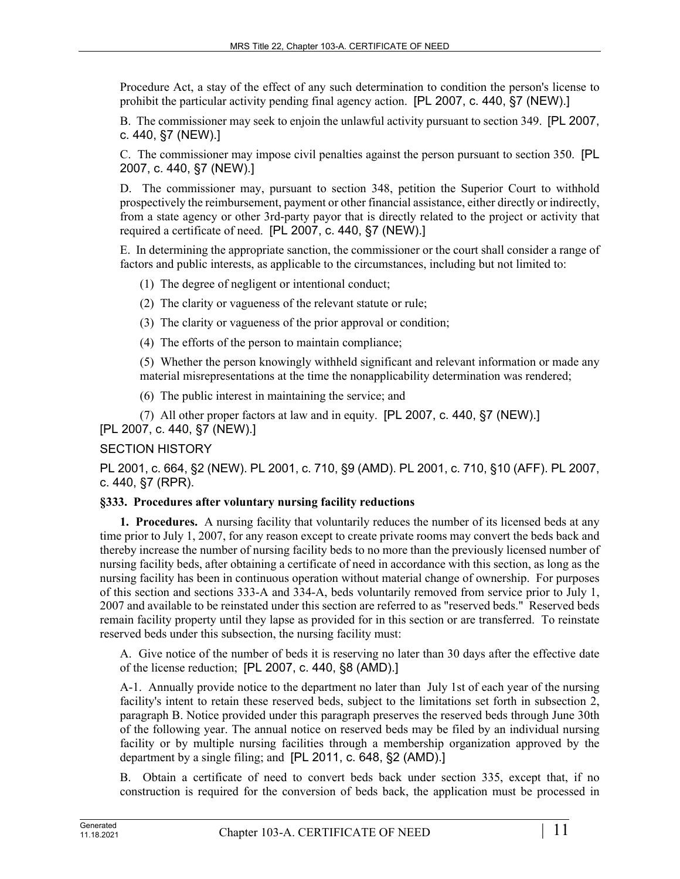Procedure Act, a stay of the effect of any such determination to condition the person's license to prohibit the particular activity pending final agency action. [PL 2007, c. 440, §7 (NEW).]

B. The commissioner may seek to enjoin the unlawful activity pursuant to section 349. [PL 2007, c. 440, §7 (NEW).]

C. The commissioner may impose civil penalties against the person pursuant to section 350. [PL 2007, c. 440, §7 (NEW).]

D. The commissioner may, pursuant to section 348, petition the Superior Court to withhold prospectively the reimbursement, payment or other financial assistance, either directly or indirectly, from a state agency or other 3rd-party payor that is directly related to the project or activity that required a certificate of need. [PL 2007, c. 440, §7 (NEW).]

E. In determining the appropriate sanction, the commissioner or the court shall consider a range of factors and public interests, as applicable to the circumstances, including but not limited to:

(1) The degree of negligent or intentional conduct;

(2) The clarity or vagueness of the relevant statute or rule;

(3) The clarity or vagueness of the prior approval or condition;

(4) The efforts of the person to maintain compliance;

(5) Whether the person knowingly withheld significant and relevant information or made any material misrepresentations at the time the nonapplicability determination was rendered;

(6) The public interest in maintaining the service; and

(7) All other proper factors at law and in equity. [PL 2007, c. 440, §7 (NEW).]

[PL 2007, c. 440, §7 (NEW).]

SECTION HISTORY

PL 2001, c. 664, §2 (NEW). PL 2001, c. 710, §9 (AMD). PL 2001, c. 710, §10 (AFF). PL 2007, c. 440, §7 (RPR).

**§333. Procedures after voluntary nursing facility reductions**

**1. Procedures.** A nursing facility that voluntarily reduces the number of its licensed beds at any time prior to July 1, 2007, for any reason except to create private rooms may convert the beds back and thereby increase the number of nursing facility beds to no more than the previously licensed number of nursing facility beds, after obtaining a certificate of need in accordance with this section, as long as the nursing facility has been in continuous operation without material change of ownership. For purposes of this section and sections 333-A and 334-A, beds voluntarily removed from service prior to July 1, 2007 and available to be reinstated under this section are referred to as "reserved beds." Reserved beds remain facility property until they lapse as provided for in this section or are transferred. To reinstate reserved beds under this subsection, the nursing facility must:

A. Give notice of the number of beds it is reserving no later than 30 days after the effective date of the license reduction; [PL 2007, c. 440, §8 (AMD).]

A-1. Annually provide notice to the department no later than July 1st of each year of the nursing facility's intent to retain these reserved beds, subject to the limitations set forth in subsection 2, paragraph B. Notice provided under this paragraph preserves the reserved beds through June 30th of the following year. The annual notice on reserved beds may be filed by an individual nursing facility or by multiple nursing facilities through a membership organization approved by the department by a single filing; and [PL 2011, c. 648, §2 (AMD).]

B. Obtain a certificate of need to convert beds back under section 335, except that, if no construction is required for the conversion of beds back, the application must be processed in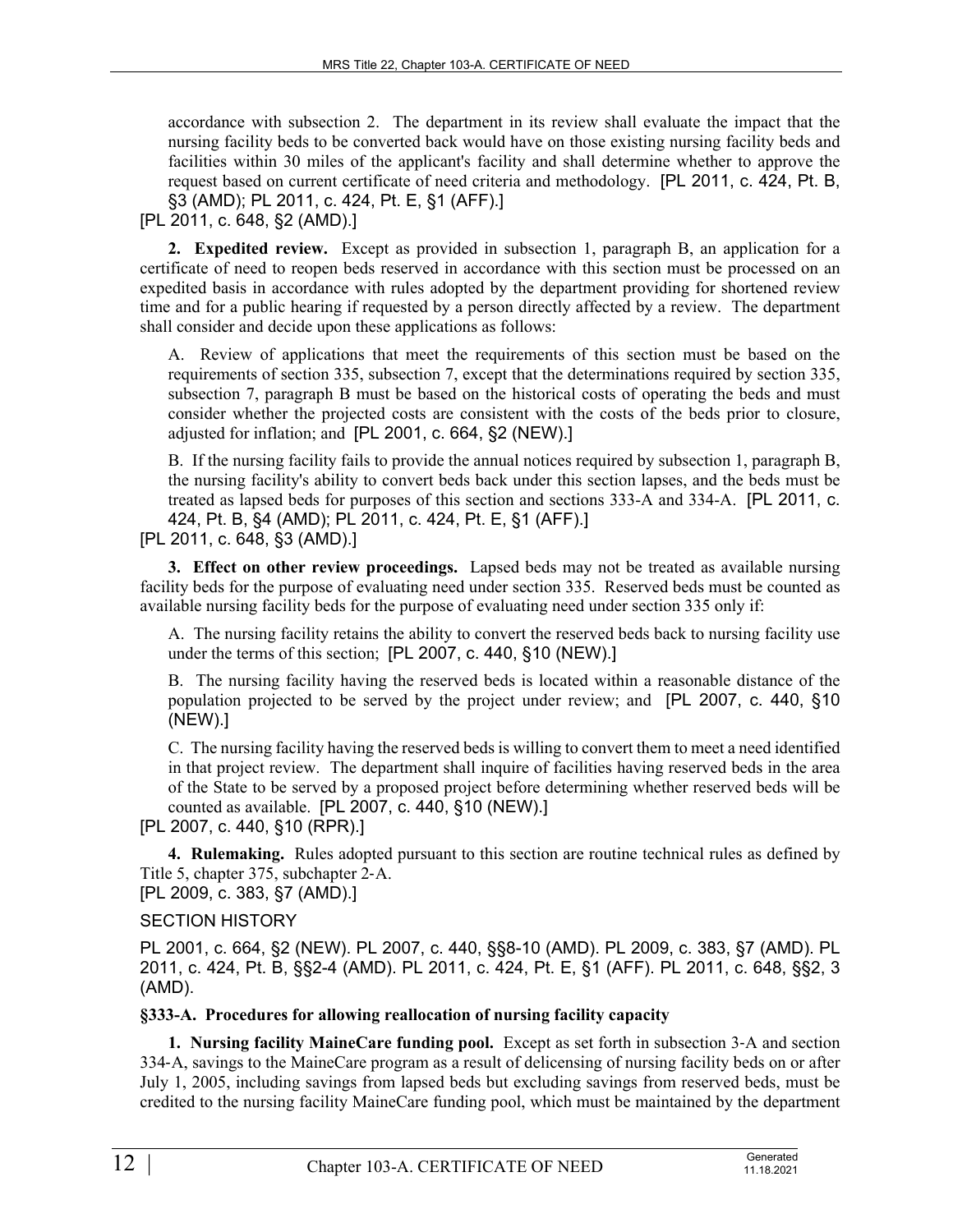accordance with subsection 2. The department in its review shall evaluate the impact that the nursing facility beds to be converted back would have on those existing nursing facility beds and facilities within 30 miles of the applicant's facility and shall determine whether to approve the request based on current certificate of need criteria and methodology. [PL 2011, c. 424, Pt. B, §3 (AMD); PL 2011, c. 424, Pt. E, §1 (AFF).]

[PL 2011, c. 648, §2 (AMD).]

**2. Expedited review.** Except as provided in subsection 1, paragraph B, an application for a certificate of need to reopen beds reserved in accordance with this section must be processed on an expedited basis in accordance with rules adopted by the department providing for shortened review time and for a public hearing if requested by a person directly affected by a review. The department shall consider and decide upon these applications as follows:

A. Review of applications that meet the requirements of this section must be based on the requirements of section 335, subsection 7, except that the determinations required by section 335, subsection 7, paragraph B must be based on the historical costs of operating the beds and must consider whether the projected costs are consistent with the costs of the beds prior to closure, adjusted for inflation; and [PL 2001, c. 664, §2 (NEW).]

B. If the nursing facility fails to provide the annual notices required by subsection 1, paragraph B, the nursing facility's ability to convert beds back under this section lapses, and the beds must be treated as lapsed beds for purposes of this section and sections 333-A and 334-A. [PL 2011, c. 424, Pt. B, §4 (AMD); PL 2011, c. 424, Pt. E, §1 (AFF).]

[PL 2011, c. 648, §3 (AMD).]

**3. Effect on other review proceedings.** Lapsed beds may not be treated as available nursing facility beds for the purpose of evaluating need under section 335. Reserved beds must be counted as available nursing facility beds for the purpose of evaluating need under section 335 only if:

A. The nursing facility retains the ability to convert the reserved beds back to nursing facility use under the terms of this section; [PL 2007, c. 440, §10 (NEW).]

B. The nursing facility having the reserved beds is located within a reasonable distance of the population projected to be served by the project under review; and [PL 2007, c. 440, §10 (NEW).]

C. The nursing facility having the reserved beds is willing to convert them to meet a need identified in that project review. The department shall inquire of facilities having reserved beds in the area of the State to be served by a proposed project before determining whether reserved beds will be counted as available. [PL 2007, c. 440, §10 (NEW).]

[PL 2007, c. 440, §10 (RPR).]

**4. Rulemaking.** Rules adopted pursuant to this section are routine technical rules as defined by Title 5, chapter 375, subchapter 2-A.

[PL 2009, c. 383, §7 (AMD).]

SECTION HISTORY

PL 2001, c. 664, §2 (NEW). PL 2007, c. 440, §§8-10 (AMD). PL 2009, c. 383, §7 (AMD). PL 2011, c. 424, Pt. B, §§2-4 (AMD). PL 2011, c. 424, Pt. E, §1 (AFF). PL 2011, c. 648, §§2, 3 (AMD).

### §333-A. Procedures for allowing reallocation of nursing facility capacity

**1. Nursing facility MaineCare funding pool.** Except as set forth in subsection 3-A and section 334-A, savings to the MaineCare program as a result of delicensing of nursing facility beds on or after July 1, 2005, including savings from lapsed beds but excluding savings from reserved beds, must be credited to the nursing facility MaineCare funding pool, which must be maintained by the department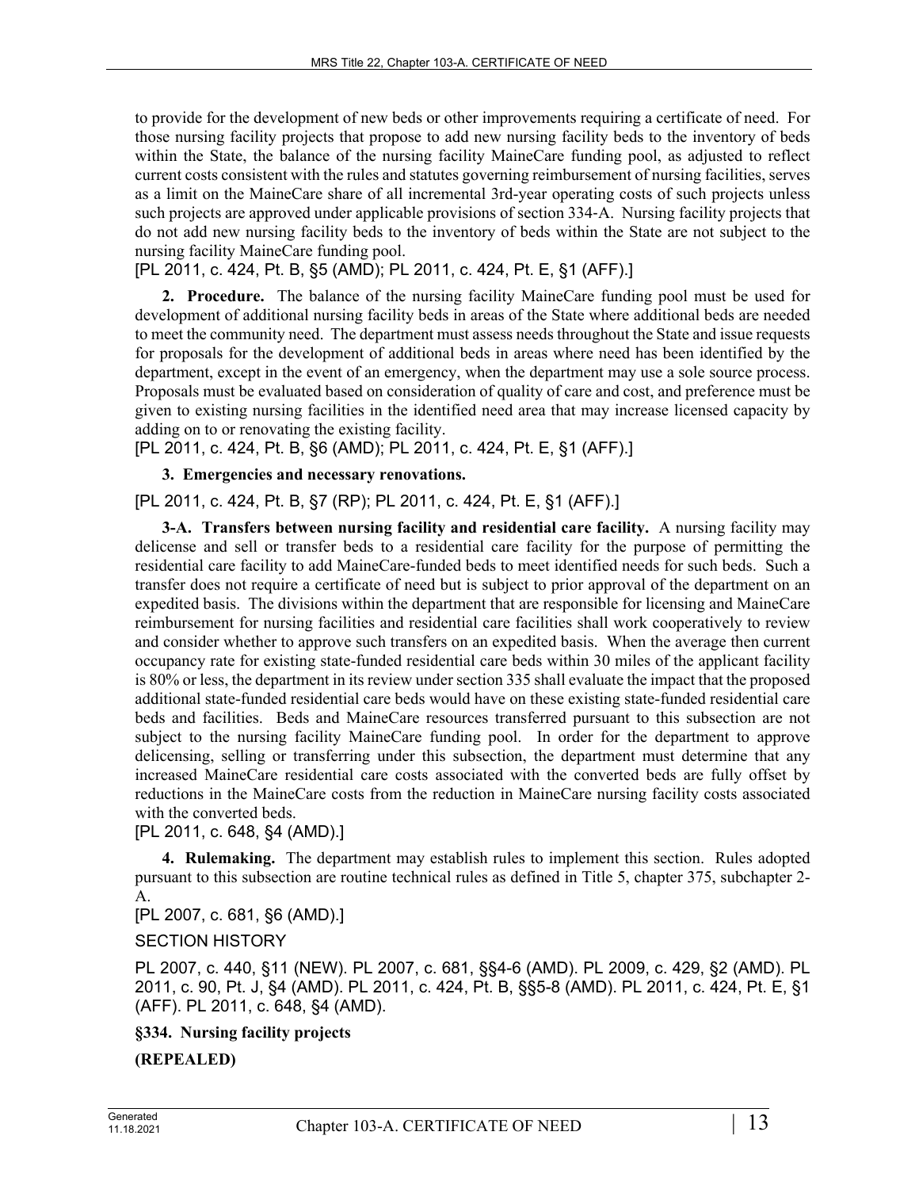to provide for the development of new beds or other improvements requiring a certificate of need. For those nursing facility projects that propose to add new nursing facility beds to the inventory of beds within the State, the balance of the nursing facility MaineCare funding pool, as adjusted to reflect current costs consistent with the rules and statutes governing reimbursement of nursing facilities, serves as a limit on the MaineCare share of all incremental 3rd-year operating costs of such projects unless such projects are approved under applicable provisions of section 334-A. Nursing facility projects that do not add new nursing facility beds to the inventory of beds within the State are not subject to the nursing facility MaineCare funding pool.

[PL 2011, c. 424, Pt. B, §5 (AMD); PL 2011, c. 424, Pt. E, §1 (AFF).]

**2. Procedure.** The balance of the nursing facility MaineCare funding pool must be used for development of additional nursing facility beds in areas of the State where additional beds are needed to meet the community need. The department must assess needs throughout the State and issue requests for proposals for the development of additional beds in areas where need has been identified by the department, except in the event of an emergency, when the department may use a sole source process. Proposals must be evaluated based on consideration of quality of care and cost, and preference must be given to existing nursing facilities in the identified need area that may increase licensed capacity by adding on to or renovating the existing facility.

[PL 2011, c. 424, Pt. B, §6 (AMD); PL 2011, c. 424, Pt. E, §1 (AFF).]

**3. Emergencies and necessary renovations.**

[PL 2011, c. 424, Pt. B, §7 (RP); PL 2011, c. 424, Pt. E, §1 (AFF).]

**3-A. Transfers between nursing facility and residential care facility.** A nursing facility may delicense and sell or transfer beds to a residential care facility for the purpose of permitting the residential care facility to add MaineCare-funded beds to meet identified needs for such beds. Such a transfer does not require a certificate of need but is subject to prior approval of the department on an expedited basis. The divisions within the department that are responsible for licensing and MaineCare reimbursement for nursing facilities and residential care facilities shall work cooperatively to review and consider whether to approve such transfers on an expedited basis. When the average then current occupancy rate for existing state-funded residential care beds within 30 miles of the applicant facility is 80% or less, the department in its review under section 335 shall evaluate the impact that the proposed additional state-funded residential care beds would have on these existing state-funded residential care beds and facilities. Beds and MaineCare resources transferred pursuant to this subsection are not subject to the nursing facility MaineCare funding pool. In order for the department to approve delicensing, selling or transferring under this subsection, the department must determine that any increased MaineCare residential care costs associated with the converted beds are fully offset by reductions in the MaineCare costs from the reduction in MaineCare nursing facility costs associated with the converted beds.

[PL 2011, c. 648, §4 (AMD).]

**4. Rulemaking.** The department may establish rules to implement this section. Rules adopted pursuant to this subsection are routine technical rules as defined in Title 5, chapter 375, subchapter 2-A.

[PL 2007, c. 681, §6 (AMD).]

SECTION HISTORY

PL 2007, c. 440, §11 (NEW). PL 2007, c. 681, §§4-6 (AMD). PL 2009, c. 429, §2 (AMD). PL 2011, c. 90, Pt. J, §4 (AMD). PL 2011, c. 424, Pt. B, §§5-8 (AMD). PL 2011, c. 424, Pt. E, §1 (AFF). PL 2011, c. 648, §4 (AMD).

**§334. Nursing facility projects**

**(REPEALED)**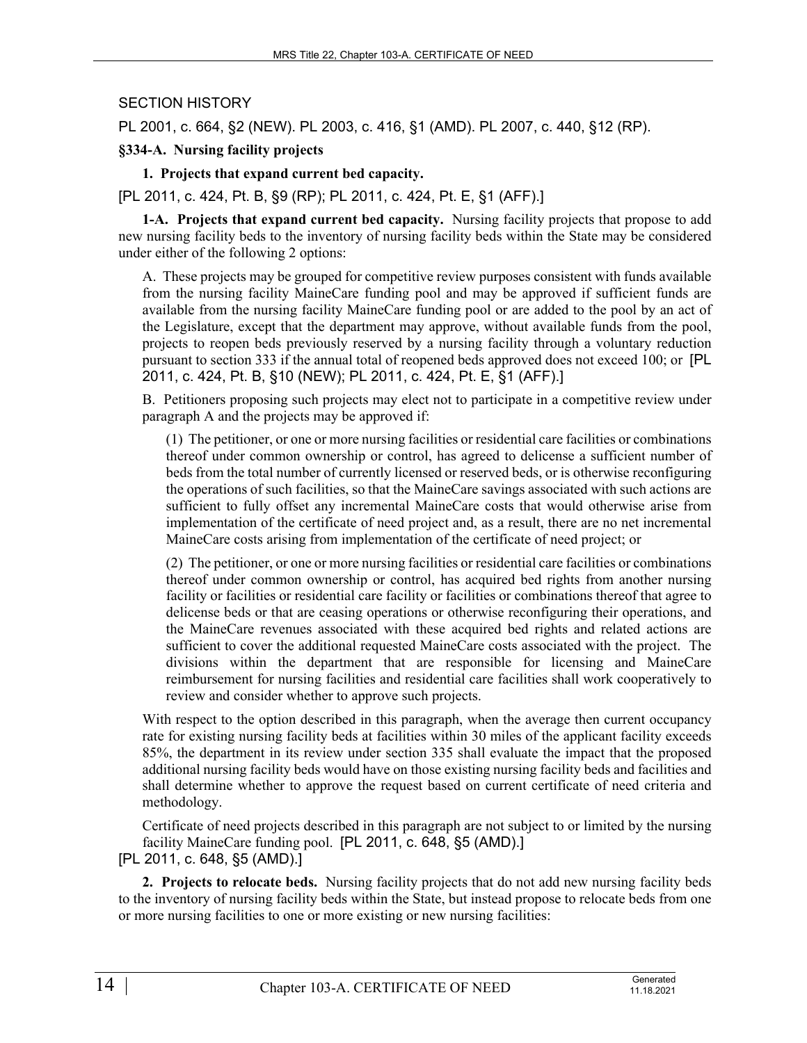SECTION HISTORY

PL 2001, c. 664, §2 (NEW). PL 2003, c. 416, §1 (AMD). PL 2007, c. 440, §12 (RP).

**§334-A. Nursing facility projects**

**1. Projects that expand current bed capacity.**

[PL 2011, c. 424, Pt. B, §9 (RP); PL 2011, c. 424, Pt. E, §1 (AFF).]

**1-A. Projects that expand current bed capacity.** Nursing facility projects that propose to add new nursing facility beds to the inventory of nursing facility beds within the State may be considered under either of the following 2 options:

A. These projects may be grouped for competitive review purposes consistent with funds available from the nursing facility MaineCare funding pool and may be approved if sufficient funds are available from the nursing facility MaineCare funding pool or are added to the pool by an act of the Legislature, except that the department may approve, without available funds from the pool, projects to reopen beds previously reserved by a nursing facility through a voluntary reduction pursuant to section 333 if the annual total of reopened beds approved does not exceed 100; or [PL 2011, c. 424, Pt. B, §10 (NEW); PL 2011, c. 424, Pt. E, §1 (AFF).]

B. Petitioners proposing such projects may elect not to participate in a competitive review under paragraph A and the projects may be approved if:

(1) The petitioner, or one or more nursing facilities or residential care facilities or combinations thereof under common ownership or control, has agreed to delicense a sufficient number of beds from the total number of currently licensed or reserved beds, or is otherwise reconfiguring the operations of such facilities, so that the MaineCare savings associated with such actions are sufficient to fully offset any incremental MaineCare costs that would otherwise arise from implementation of the certificate of need project and, as a result, there are no net incremental MaineCare costs arising from implementation of the certificate of need project; or

(2) The petitioner, or one or more nursing facilities or residential care facilities or combinations thereof under common ownership or control, has acquired bed rights from another nursing facility or facilities or residential care facility or facilities or combinations thereof that agree to delicense beds or that are ceasing operations or otherwise reconfiguring their operations, and the MaineCare revenues associated with these acquired bed rights and related actions are sufficient to cover the additional requested MaineCare costs associated with the project. The divisions within the department that are responsible for licensing and MaineCare reimbursement for nursing facilities and residential care facilities shall work cooperatively to review and consider whether to approve such projects.

With respect to the option described in this paragraph, when the average then current occupancy rate for existing nursing facility beds at facilities within 30 miles of the applicant facility exceeds 85%, the department in its review under section 335 shall evaluate the impact that the proposed additional nursing facility beds would have on those existing nursing facility beds and facilities and shall determine whether to approve the request based on current certificate of need criteria and methodology.

Certificate of need projects described in this paragraph are not subject to or limited by the nursing facility MaineCare funding pool. [PL 2011, c. 648, §5 (AMD).]

[PL 2011, c. 648, §5 (AMD).]

**2. Projects to relocate beds.** Nursing facility projects that do not add new nursing facility beds to the inventory of nursing facility beds within the State, but instead propose to relocate beds from one or more nursing facilities to one or more existing or new nursing facilities: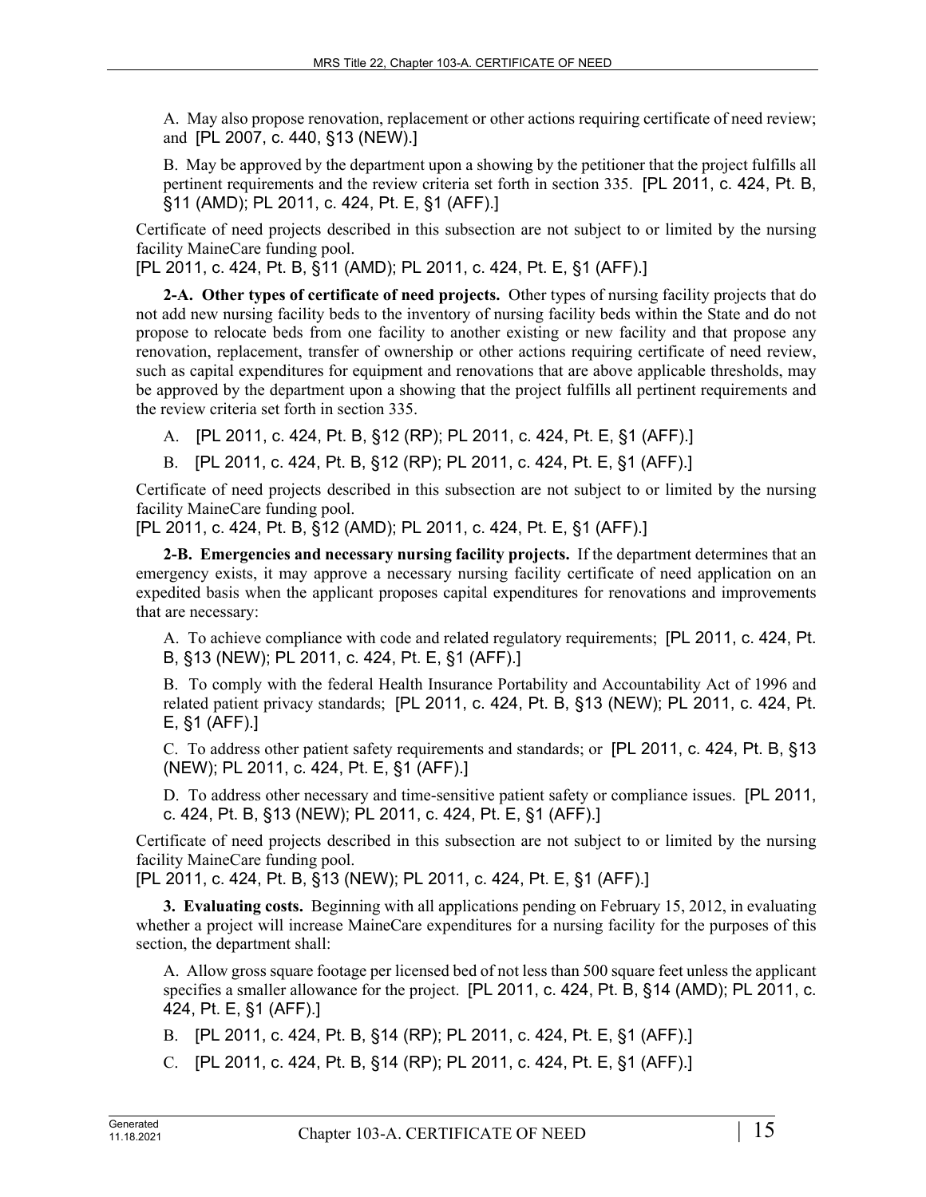A. May also propose renovation, replacement or other actions requiring certificate of need review; and [PL 2007, c. 440, §13 (NEW).]

B. May be approved by the department upon a showing by the petitioner that the project fulfills all pertinent requirements and the review criteria set forth in section 335. [PL 2011, c. 424, Pt. B, §11 (AMD); PL 2011, c. 424, Pt. E, §1 (AFF).]

Certificate of need projects described in this subsection are not subject to or limited by the nursing facility MaineCare funding pool.

[PL 2011, c. 424, Pt. B, §11 (AMD); PL 2011, c. 424, Pt. E, §1 (AFF).]

**2-A. Other types of certificate of need projects.** Other types of nursing facility projects that do not add new nursing facility beds to the inventory of nursing facility beds within the State and do not propose to relocate beds from one facility to another existing or new facility and that propose any renovation, replacement, transfer of ownership or other actions requiring certificate of need review, such as capital expenditures for equipment and renovations that are above applicable thresholds, may be approved by the department upon a showing that the project fulfills all pertinent requirements and the review criteria set forth in section 335.

A. [PL 2011, c. 424, Pt. B, §12 (RP); PL 2011, c. 424, Pt. E, §1 (AFF).]

B. [PL 2011, c. 424, Pt. B, §12 (RP); PL 2011, c. 424, Pt. E, §1 (AFF).]

Certificate of need projects described in this subsection are not subject to or limited by the nursing facility MaineCare funding pool.

[PL 2011, c. 424, Pt. B, §12 (AMD); PL 2011, c. 424, Pt. E, §1 (AFF).]

**2-B. Emergencies and necessary nursing facility projects.** If the department determines that an emergency exists, it may approve a necessary nursing facility certificate of need application on an expedited basis when the applicant proposes capital expenditures for renovations and improvements that are necessary:

A. To achieve compliance with code and related regulatory requirements; [PL 2011, c. 424, Pt. B, §13 (NEW); PL 2011, c. 424, Pt. E, §1 (AFF).]

B. To comply with the federal Health Insurance Portability and Accountability Act of 1996 and related patient privacy standards; [PL 2011, c. 424, Pt. B, §13 (NEW); PL 2011, c. 424, Pt. E, §1 (AFF).]

C. To address other patient safety requirements and standards; or [PL 2011, c. 424, Pt. B, §13 (NEW); PL 2011, c. 424, Pt. E, §1 (AFF).]

D. To address other necessary and time-sensitive patient safety or compliance issues. [PL 2011, c. 424, Pt. B, §13 (NEW); PL 2011, c. 424, Pt. E, §1 (AFF).]

Certificate of need projects described in this subsection are not subject to or limited by the nursing facility MaineCare funding pool.

[PL 2011, c. 424, Pt. B, §13 (NEW); PL 2011, c. 424, Pt. E, §1 (AFF).]

**3. Evaluating costs.** Beginning with all applications pending on February 15, 2012, in evaluating whether a project will increase MaineCare expenditures for a nursing facility for the purposes of this section, the department shall:

A. Allow gross square footage per licensed bed of not less than 500 square feet unless the applicant specifies a smaller allowance for the project. [PL 2011, c. 424, Pt. B, §14 (AMD); PL 2011, c. 424, Pt. E, §1 (AFF).]

B. [PL 2011, c. 424, Pt. B, §14 (RP); PL 2011, c. 424, Pt. E, §1 (AFF).]

C. [PL 2011, c. 424, Pt. B, §14 (RP); PL 2011, c. 424, Pt. E, §1 (AFF).]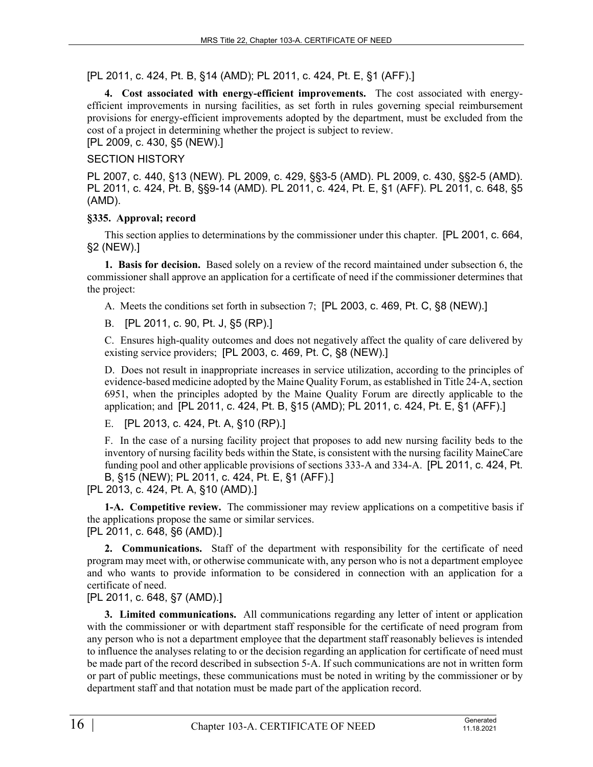[PL 2011, c. 424, Pt. B, §14 (AMD); PL 2011, c. 424, Pt. E, §1 (AFF).]

**4. Cost associated with energy-efficient improvements.** The cost associated with energy-efficient improvements in nursing facilities, as set forth in rules governing special reimbursement provisions for energy-efficient improvements adopted by the department, must be excluded from the cost of a project in determining whether the project is subject to review.
[PL 2009, c. 430, §5 (NEW).]

SECTION HISTORY

PL 2007, c. 440, §13 (NEW). PL 2009, c. 429, §§3-5 (AMD). PL 2009, c. 430, §§2-5 (AMD). PL 2011, c. 424, Pt. B, §§9-14 (AMD). PL 2011, c. 424, Pt. E, §1 (AFF). PL 2011, c. 648, §5 (AMD).

**§335. Approval; record**

This section applies to determinations by the commissioner under this chapter. [PL 2001, c. 664, §2 (NEW).]

**1. Basis for decision.** Based solely on a review of the record maintained under subsection 6, the commissioner shall approve an application for a certificate of need if the commissioner determines that the project:

A. Meets the conditions set forth in subsection 7; [PL 2003, c. 469, Pt. C, §8 (NEW).]

B. [PL 2011, c. 90, Pt. J, §5 (RP).]

C. Ensures high-quality outcomes and does not negatively affect the quality of care delivered by existing service providers; [PL 2003, c. 469, Pt. C, §8 (NEW).]

D. Does not result in inappropriate increases in service utilization, according to the principles of evidence-based medicine adopted by the Maine Quality Forum, as established in Title 24-A, section 6951, when the principles adopted by the Maine Quality Forum are directly applicable to the application; and [PL 2011, c. 424, Pt. B, §15 (AMD); PL 2011, c. 424, Pt. E, §1 (AFF).]

E. [PL 2013, c. 424, Pt. A, §10 (RP).]

F. In the case of a nursing facility project that proposes to add new nursing facility beds to the inventory of nursing facility beds within the State, is consistent with the nursing facility MaineCare funding pool and other applicable provisions of sections 333-A and 334-A. [PL 2011, c. 424, Pt. B, §15 (NEW); PL 2011, c. 424, Pt. E, §1 (AFF).]

[PL 2013, c. 424, Pt. A, §10 (AMD).]

**1-A. Competitive review.** The commissioner may review applications on a competitive basis if the applications propose the same or similar services.
[PL 2011, c. 648, §6 (AMD).]

**2. Communications.** Staff of the department with responsibility for the certificate of need program may meet with, or otherwise communicate with, any person who is not a department employee and who wants to provide information to be considered in connection with an application for a certificate of need.
[PL 2011, c. 648, §7 (AMD).]

**3. Limited communications.** All communications regarding any letter of intent or application with the commissioner or with department staff responsible for the certificate of need program from any person who is not a department employee that the department staff reasonably believes is intended to influence the analyses relating to or the decision regarding an application for certificate of need must be made part of the record described in subsection 5-A. If such communications are not in written form or part of public meetings, these communications must be noted in writing by the commissioner or by department staff and that notation must be made part of the application record.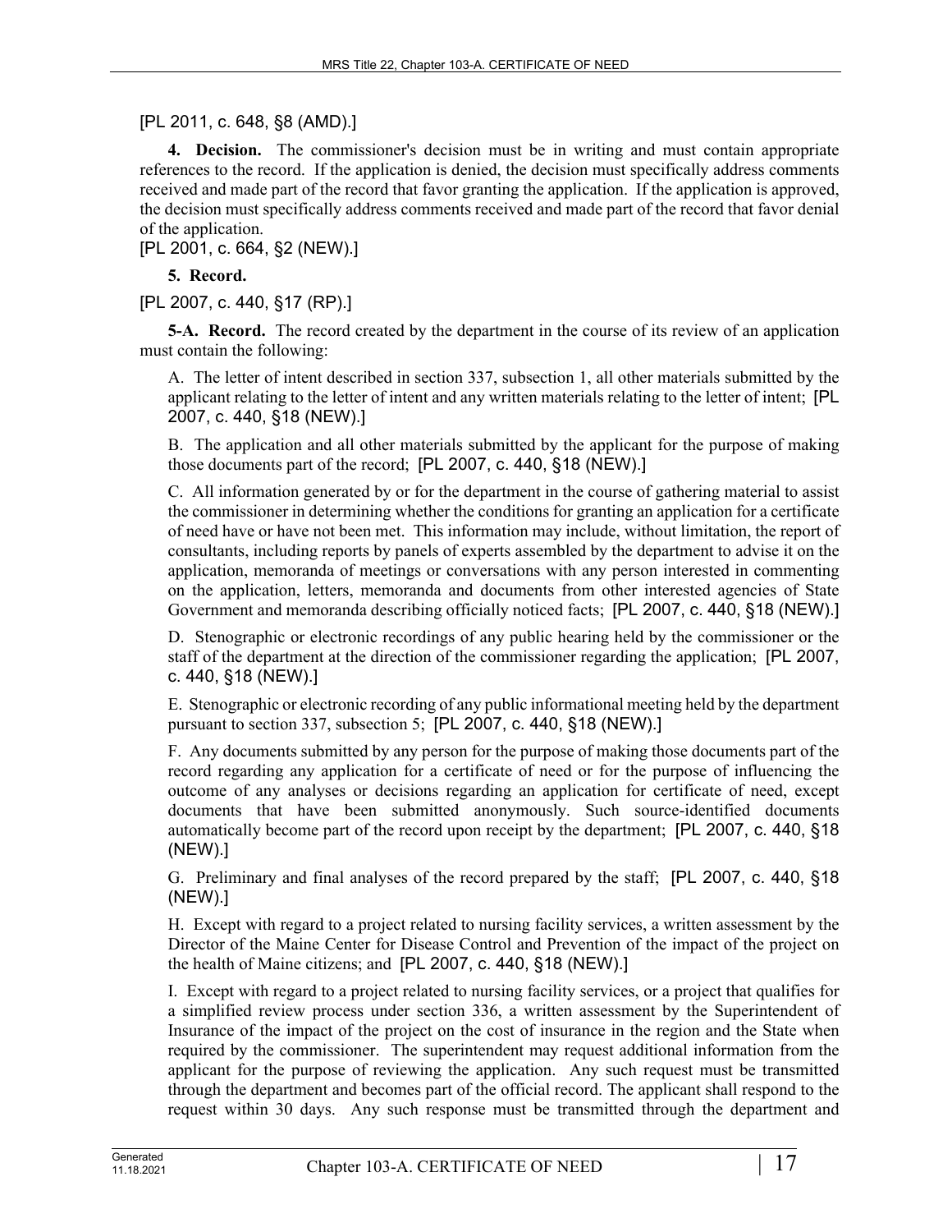[PL 2011, c. 648, §8 (AMD).]

**4. Decision.** The commissioner's decision must be in writing and must contain appropriate references to the record. If the application is denied, the decision must specifically address comments received and made part of the record that favor granting the application. If the application is approved, the decision must specifically address comments received and made part of the record that favor denial of the application.

[PL 2001, c. 664, §2 (NEW).]

**5. Record.**

[PL 2007, c. 440, §17 (RP).]

**5-A. Record.** The record created by the department in the course of its review of an application must contain the following:

A. The letter of intent described in section 337, subsection 1, all other materials submitted by the applicant relating to the letter of intent and any written materials relating to the letter of intent; [PL 2007, c. 440, §18 (NEW).]

B. The application and all other materials submitted by the applicant for the purpose of making those documents part of the record; [PL 2007, c. 440, §18 (NEW).]

C. All information generated by or for the department in the course of gathering material to assist the commissioner in determining whether the conditions for granting an application for a certificate of need have or have not been met. This information may include, without limitation, the report of consultants, including reports by panels of experts assembled by the department to advise it on the application, memoranda of meetings or conversations with any person interested in commenting on the application, letters, memoranda and documents from other interested agencies of State Government and memoranda describing officially noticed facts; [PL 2007, c. 440, §18 (NEW).]

D. Stenographic or electronic recordings of any public hearing held by the commissioner or the staff of the department at the direction of the commissioner regarding the application; [PL 2007, c. 440, §18 (NEW).]

E. Stenographic or electronic recording of any public informational meeting held by the department pursuant to section 337, subsection 5; [PL 2007, c. 440, §18 (NEW).]

F. Any documents submitted by any person for the purpose of making those documents part of the record regarding any application for a certificate of need or for the purpose of influencing the outcome of any analyses or decisions regarding an application for certificate of need, except documents that have been submitted anonymously. Such source-identified documents automatically become part of the record upon receipt by the department; [PL 2007, c. 440, §18 (NEW).]

G. Preliminary and final analyses of the record prepared by the staff; [PL 2007, c. 440, §18 (NEW).]

H. Except with regard to a project related to nursing facility services, a written assessment by the Director of the Maine Center for Disease Control and Prevention of the impact of the project on the health of Maine citizens; and [PL 2007, c. 440, §18 (NEW).]

I. Except with regard to a project related to nursing facility services, or a project that qualifies for a simplified review process under section 336, a written assessment by the Superintendent of Insurance of the impact of the project on the cost of insurance in the region and the State when required by the commissioner. The superintendent may request additional information from the applicant for the purpose of reviewing the application. Any such request must be transmitted through the department and becomes part of the official record. The applicant shall respond to the request within 30 days. Any such response must be transmitted through the department and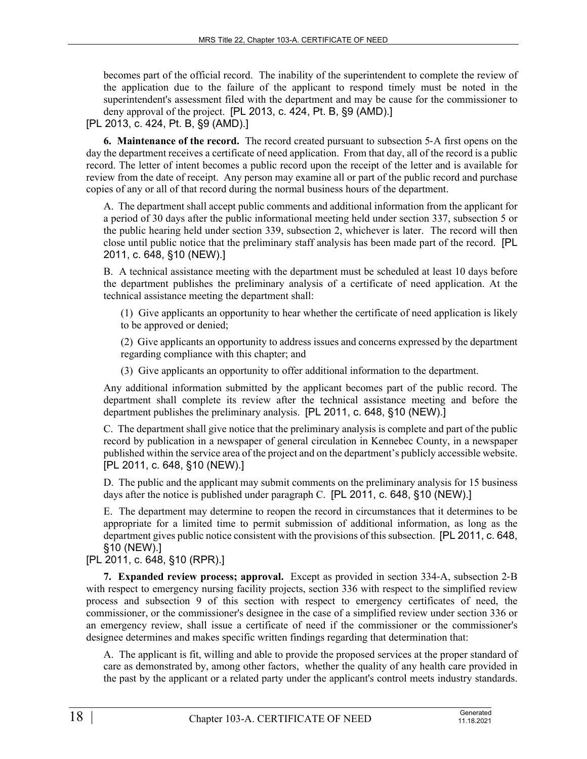becomes part of the official record. The inability of the superintendent to complete the review of the application due to the failure of the applicant to respond timely must be noted in the superintendent's assessment filed with the department and may be cause for the commissioner to deny approval of the project. [PL 2013, c. 424, Pt. B, §9 (AMD).]

[PL 2013, c. 424, Pt. B, §9 (AMD).]

**6. Maintenance of the record.** The record created pursuant to subsection 5-A first opens on the day the department receives a certificate of need application. From that day, all of the record is a public record. The letter of intent becomes a public record upon the receipt of the letter and is available for review from the date of receipt. Any person may examine all or part of the public record and purchase copies of any or all of that record during the normal business hours of the department.

A. The department shall accept public comments and additional information from the applicant for a period of 30 days after the public informational meeting held under section 337, subsection 5 or the public hearing held under section 339, subsection 2, whichever is later. The record will then close until public notice that the preliminary staff analysis has been made part of the record. [PL 2011, c. 648, §10 (NEW).]

B. A technical assistance meeting with the department must be scheduled at least 10 days before the department publishes the preliminary analysis of a certificate of need application. At the technical assistance meeting the department shall:

(1) Give applicants an opportunity to hear whether the certificate of need application is likely to be approved or denied;

(2) Give applicants an opportunity to address issues and concerns expressed by the department regarding compliance with this chapter; and

(3) Give applicants an opportunity to offer additional information to the department.

Any additional information submitted by the applicant becomes part of the public record. The department shall complete its review after the technical assistance meeting and before the department publishes the preliminary analysis. [PL 2011, c. 648, §10 (NEW).]

C. The department shall give notice that the preliminary analysis is complete and part of the public record by publication in a newspaper of general circulation in Kennebec County, in a newspaper published within the service area of the project and on the department's publicly accessible website. [PL 2011, c. 648, §10 (NEW).]

D. The public and the applicant may submit comments on the preliminary analysis for 15 business days after the notice is published under paragraph C. [PL 2011, c. 648, §10 (NEW).]

E. The department may determine to reopen the record in circumstances that it determines to be appropriate for a limited time to permit submission of additional information, as long as the department gives public notice consistent with the provisions of this subsection. [PL 2011, c. 648, §10 (NEW).]

[PL 2011, c. 648, §10 (RPR).]

**7. Expanded review process; approval.** Except as provided in section 334-A, subsection 2-B with respect to emergency nursing facility projects, section 336 with respect to the simplified review process and subsection 9 of this section with respect to emergency certificates of need, the commissioner, or the commissioner's designee in the case of a simplified review under section 336 or an emergency review, shall issue a certificate of need if the commissioner or the commissioner's designee determines and makes specific written findings regarding that determination that:

A. The applicant is fit, willing and able to provide the proposed services at the proper standard of care as demonstrated by, among other factors, whether the quality of any health care provided in the past by the applicant or a related party under the applicant's control meets industry standards.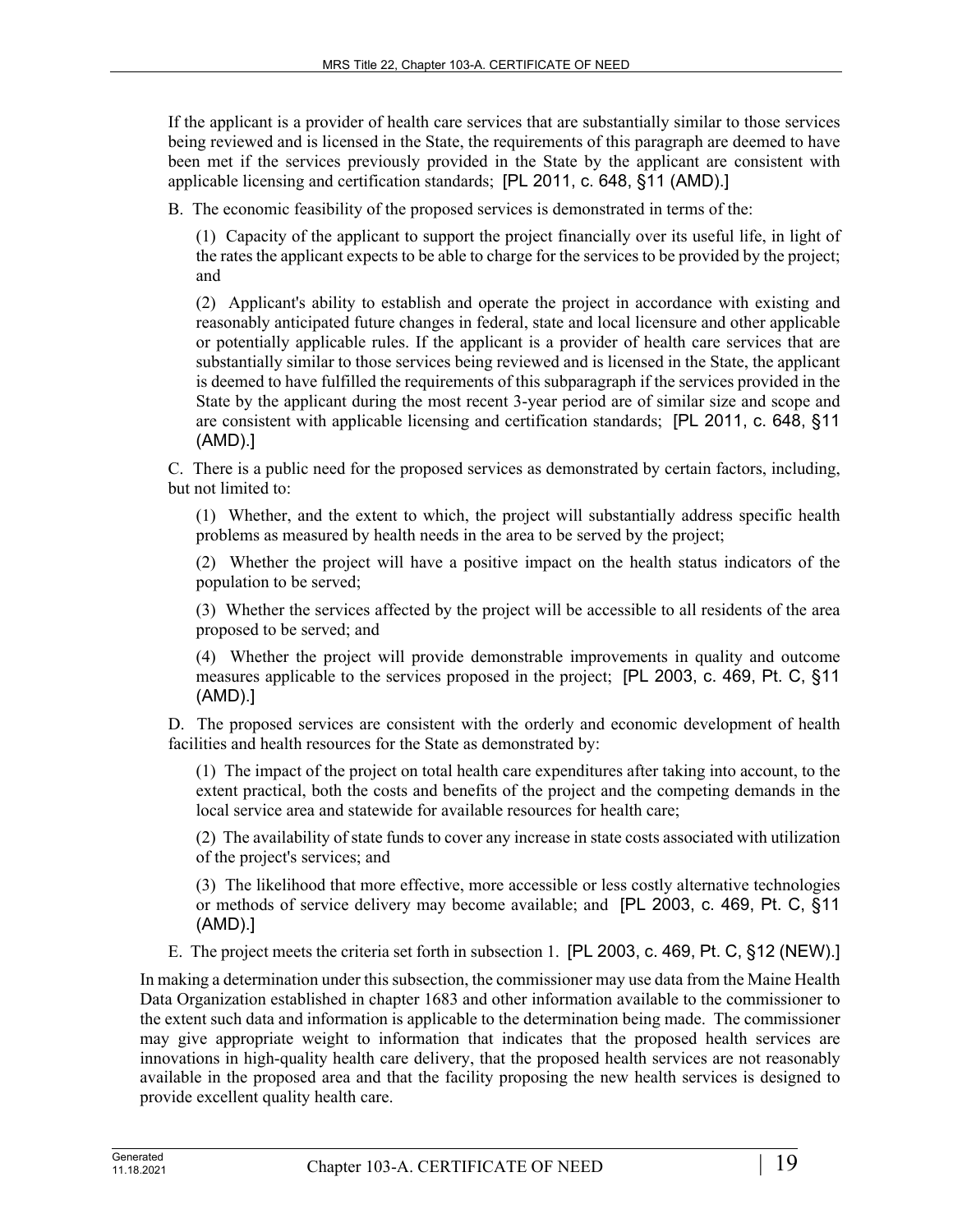If the applicant is a provider of health care services that are substantially similar to those services being reviewed and is licensed in the State, the requirements of this paragraph are deemed to have been met if the services previously provided in the State by the applicant are consistent with applicable licensing and certification standards; [PL 2011, c. 648, §11 (AMD).]

B. The economic feasibility of the proposed services is demonstrated in terms of the:

(1) Capacity of the applicant to support the project financially over its useful life, in light of the rates the applicant expects to be able to charge for the services to be provided by the project; and

(2) Applicant's ability to establish and operate the project in accordance with existing and reasonably anticipated future changes in federal, state and local licensure and other applicable or potentially applicable rules. If the applicant is a provider of health care services that are substantially similar to those services being reviewed and is licensed in the State, the applicant is deemed to have fulfilled the requirements of this subparagraph if the services provided in the State by the applicant during the most recent 3-year period are of similar size and scope and are consistent with applicable licensing and certification standards; [PL 2011, c. 648, §11 (AMD).]

C. There is a public need for the proposed services as demonstrated by certain factors, including, but not limited to:

(1) Whether, and the extent to which, the project will substantially address specific health problems as measured by health needs in the area to be served by the project;

(2) Whether the project will have a positive impact on the health status indicators of the population to be served;

(3) Whether the services affected by the project will be accessible to all residents of the area proposed to be served; and

(4) Whether the project will provide demonstrable improvements in quality and outcome measures applicable to the services proposed in the project; [PL 2003, c. 469, Pt. C, §11 (AMD).]

D. The proposed services are consistent with the orderly and economic development of health facilities and health resources for the State as demonstrated by:

(1) The impact of the project on total health care expenditures after taking into account, to the extent practical, both the costs and benefits of the project and the competing demands in the local service area and statewide for available resources for health care;

(2) The availability of state funds to cover any increase in state costs associated with utilization of the project's services; and

(3) The likelihood that more effective, more accessible or less costly alternative technologies or methods of service delivery may become available; and [PL 2003, c. 469, Pt. C, §11 (AMD).]

E. The project meets the criteria set forth in subsection 1. [PL 2003, c. 469, Pt. C, §12 (NEW).]

In making a determination under this subsection, the commissioner may use data from the Maine Health Data Organization established in chapter 1683 and other information available to the commissioner to the extent such data and information is applicable to the determination being made. The commissioner may give appropriate weight to information that indicates that the proposed health services are innovations in high-quality health care delivery, that the proposed health services are not reasonably available in the proposed area and that the facility proposing the new health services is designed to provide excellent quality health care.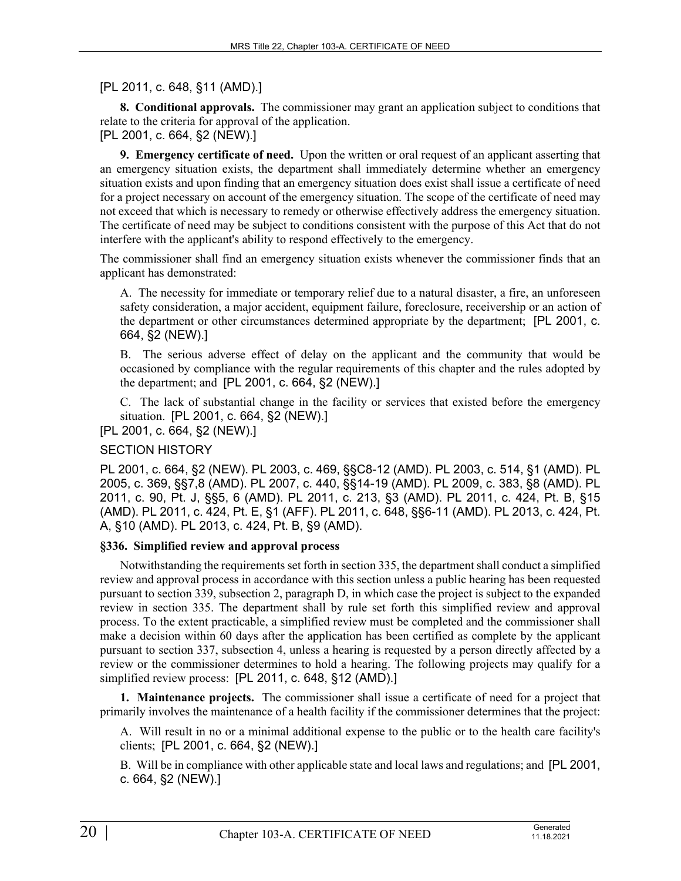[PL 2011, c. 648, §11 (AMD).]

**8. Conditional approvals.** The commissioner may grant an application subject to conditions that relate to the criteria for approval of the application.
[PL 2001, c. 664, §2 (NEW).]

**9. Emergency certificate of need.** Upon the written or oral request of an applicant asserting that an emergency situation exists, the department shall immediately determine whether an emergency situation exists and upon finding that an emergency situation does exist shall issue a certificate of need for a project necessary on account of the emergency situation. The scope of the certificate of need may not exceed that which is necessary to remedy or otherwise effectively address the emergency situation. The certificate of need may be subject to conditions consistent with the purpose of this Act that do not interfere with the applicant's ability to respond effectively to the emergency.

The commissioner shall find an emergency situation exists whenever the commissioner finds that an applicant has demonstrated:

A. The necessity for immediate or temporary relief due to a natural disaster, a fire, an unforeseen safety consideration, a major accident, equipment failure, foreclosure, receivership or an action of the department or other circumstances determined appropriate by the department; [PL 2001, c. 664, §2 (NEW).]

B. The serious adverse effect of delay on the applicant and the community that would be occasioned by compliance with the regular requirements of this chapter and the rules adopted by the department; and [PL 2001, c. 664, §2 (NEW).]

C. The lack of substantial change in the facility or services that existed before the emergency situation. [PL 2001, c. 664, §2 (NEW).]

[PL 2001, c. 664, §2 (NEW).]

SECTION HISTORY

PL 2001, c. 664, §2 (NEW). PL 2003, c. 469, §§C8-12 (AMD). PL 2003, c. 514, §1 (AMD). PL 2005, c. 369, §§7,8 (AMD). PL 2007, c. 440, §§14-19 (AMD). PL 2009, c. 383, §8 (AMD). PL 2011, c. 90, Pt. J, §§5, 6 (AMD). PL 2011, c. 213, §3 (AMD). PL 2011, c. 424, Pt. B, §15 (AMD). PL 2011, c. 424, Pt. E, §1 (AFF). PL 2011, c. 648, §§6-11 (AMD). PL 2013, c. 424, Pt. A, §10 (AMD). PL 2013, c. 424, Pt. B, §9 (AMD).

### §336. Simplified review and approval process

Notwithstanding the requirements set forth in section 335, the department shall conduct a simplified review and approval process in accordance with this section unless a public hearing has been requested pursuant to section 339, subsection 2, paragraph D, in which case the project is subject to the expanded review in section 335. The department shall by rule set forth this simplified review and approval process. To the extent practicable, a simplified review must be completed and the commissioner shall make a decision within 60 days after the application has been certified as complete by the applicant pursuant to section 337, subsection 4, unless a hearing is requested by a person directly affected by a review or the commissioner determines to hold a hearing. The following projects may qualify for a simplified review process: [PL 2011, c. 648, §12 (AMD).]

**1. Maintenance projects.** The commissioner shall issue a certificate of need for a project that primarily involves the maintenance of a health facility if the commissioner determines that the project:

A. Will result in no or a minimal additional expense to the public or to the health care facility's clients; [PL 2001, c. 664, §2 (NEW).]

B. Will be in compliance with other applicable state and local laws and regulations; and [PL 2001, c. 664, §2 (NEW).]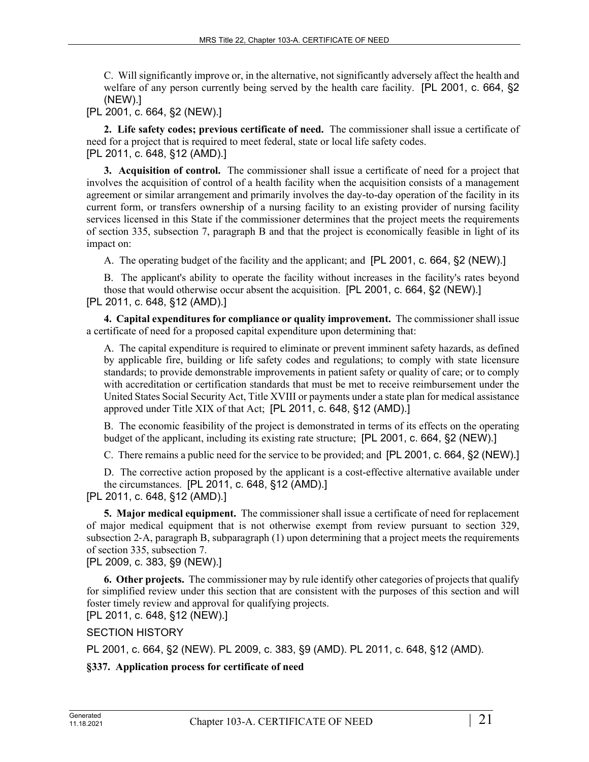C. Will significantly improve or, in the alternative, not significantly adversely affect the health and welfare of any person currently being served by the health care facility. [PL 2001, c. 664, §2 (NEW).]

[PL 2001, c. 664, §2 (NEW).]

**2. Life safety codes; previous certificate of need.** The commissioner shall issue a certificate of need for a project that is required to meet federal, state or local life safety codes.

[PL 2011, c. 648, §12 (AMD).]

**3. Acquisition of control.** The commissioner shall issue a certificate of need for a project that involves the acquisition of control of a health facility when the acquisition consists of a management agreement or similar arrangement and primarily involves the day-to-day operation of the facility in its current form, or transfers ownership of a nursing facility to an existing provider of nursing facility services licensed in this State if the commissioner determines that the project meets the requirements of section 335, subsection 7, paragraph B and that the project is economically feasible in light of its impact on:

A. The operating budget of the facility and the applicant; and [PL 2001, c. 664, §2 (NEW).]

B. The applicant's ability to operate the facility without increases in the facility's rates beyond those that would otherwise occur absent the acquisition. [PL 2001, c. 664, §2 (NEW).]

[PL 2011, c. 648, §12 (AMD).]

**4. Capital expenditures for compliance or quality improvement.** The commissioner shall issue a certificate of need for a proposed capital expenditure upon determining that:

A. The capital expenditure is required to eliminate or prevent imminent safety hazards, as defined by applicable fire, building or life safety codes and regulations; to comply with state licensure standards; to provide demonstrable improvements in patient safety or quality of care; or to comply with accreditation or certification standards that must be met to receive reimbursement under the United States Social Security Act, Title XVIII or payments under a state plan for medical assistance approved under Title XIX of that Act; [PL 2011, c. 648, §12 (AMD).]

B. The economic feasibility of the project is demonstrated in terms of its effects on the operating budget of the applicant, including its existing rate structure; [PL 2001, c. 664, §2 (NEW).]

C. There remains a public need for the service to be provided; and [PL 2001, c. 664, §2 (NEW).]

D. The corrective action proposed by the applicant is a cost-effective alternative available under the circumstances. [PL 2011, c. 648, §12 (AMD).]

[PL 2011, c. 648, §12 (AMD).]

**5. Major medical equipment.** The commissioner shall issue a certificate of need for replacement of major medical equipment that is not otherwise exempt from review pursuant to section 329, subsection 2-A, paragraph B, subparagraph (1) upon determining that a project meets the requirements of section 335, subsection 7.

[PL 2009, c. 383, §9 (NEW).]

**6. Other projects.** The commissioner may by rule identify other categories of projects that qualify for simplified review under this section that are consistent with the purposes of this section and will foster timely review and approval for qualifying projects.

[PL 2011, c. 648, §12 (NEW).]

SECTION HISTORY

PL 2001, c. 664, §2 (NEW). PL 2009, c. 383, §9 (AMD). PL 2011, c. 648, §12 (AMD).

**§337. Application process for certificate of need**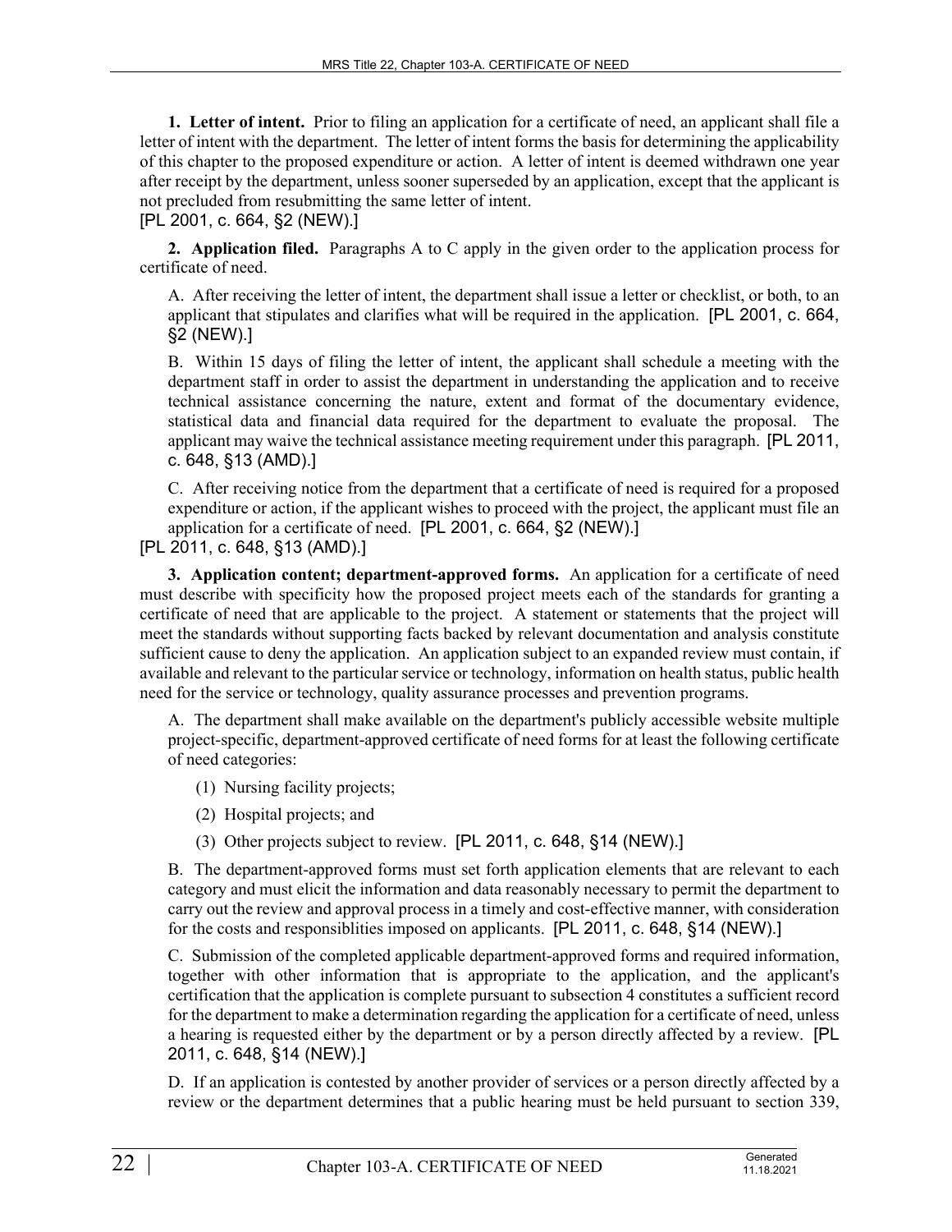**1. Letter of intent.** Prior to filing an application for a certificate of need, an applicant shall file a letter of intent with the department. The letter of intent forms the basis for determining the applicability of this chapter to the proposed expenditure or action. A letter of intent is deemed withdrawn one year after receipt by the department, unless sooner superseded by an application, except that the applicant is not precluded from resubmitting the same letter of intent.

[PL 2001, c. 664, §2 (NEW).]

**2. Application filed.** Paragraphs A to C apply in the given order to the application process for certificate of need.

A. After receiving the letter of intent, the department shall issue a letter or checklist, or both, to an applicant that stipulates and clarifies what will be required in the application. [PL 2001, c. 664, §2 (NEW).]

B. Within 15 days of filing the letter of intent, the applicant shall schedule a meeting with the department staff in order to assist the department in understanding the application and to receive technical assistance concerning the nature, extent and format of the documentary evidence, statistical data and financial data required for the department to evaluate the proposal. The applicant may waive the technical assistance meeting requirement under this paragraph. [PL 2011, c. 648, §13 (AMD).]

C. After receiving notice from the department that a certificate of need is required for a proposed expenditure or action, if the applicant wishes to proceed with the project, the applicant must file an application for a certificate of need. [PL 2001, c. 664, §2 (NEW).]

[PL 2011, c. 648, §13 (AMD).]

**3. Application content; department-approved forms.** An application for a certificate of need must describe with specificity how the proposed project meets each of the standards for granting a certificate of need that are applicable to the project. A statement or statements that the project will meet the standards without supporting facts backed by relevant documentation and analysis constitute sufficient cause to deny the application. An application subject to an expanded review must contain, if available and relevant to the particular service or technology, information on health status, public health need for the service or technology, quality assurance processes and prevention programs.

A. The department shall make available on the department's publicly accessible website multiple project-specific, department-approved certificate of need forms for at least the following certificate of need categories:

(1) Nursing facility projects;

(2) Hospital projects; and

(3) Other projects subject to review. [PL 2011, c. 648, §14 (NEW).]

B. The department-approved forms must set forth application elements that are relevant to each category and must elicit the information and data reasonably necessary to permit the department to carry out the review and approval process in a timely and cost-effective manner, with consideration for the costs and responsiblities imposed on applicants. [PL 2011, c. 648, §14 (NEW).]

C. Submission of the completed applicable department-approved forms and required information, together with other information that is appropriate to the application, and the applicant's certification that the application is complete pursuant to subsection 4 constitutes a sufficient record for the department to make a determination regarding the application for a certificate of need, unless a hearing is requested either by the department or by a person directly affected by a review. [PL 2011, c. 648, §14 (NEW).]

D. If an application is contested by another provider of services or a person directly affected by a review or the department determines that a public hearing must be held pursuant to section 339,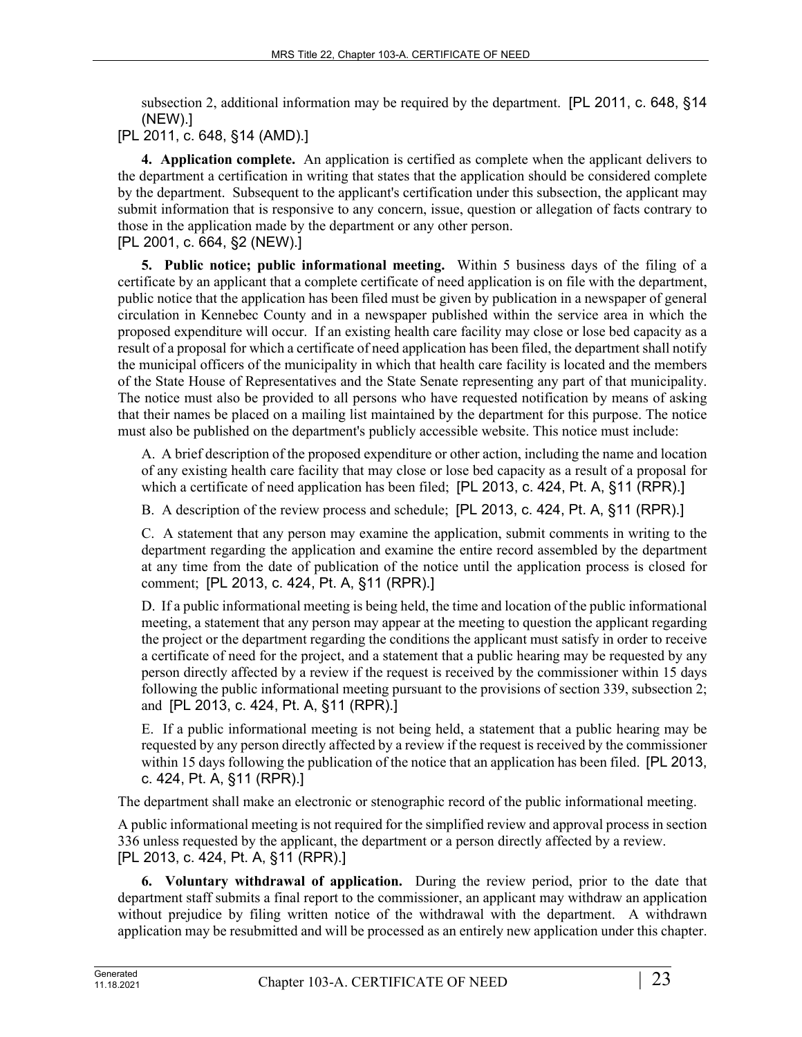subsection 2, additional information may be required by the department. [PL 2011, c. 648, §14 (NEW).]

[PL 2011, c. 648, §14 (AMD).]

**4. Application complete.** An application is certified as complete when the applicant delivers to the department a certification in writing that states that the application should be considered complete by the department. Subsequent to the applicant's certification under this subsection, the applicant may submit information that is responsive to any concern, issue, question or allegation of facts contrary to those in the application made by the department or any other person.

[PL 2001, c. 664, §2 (NEW).]

**5. Public notice; public informational meeting.** Within 5 business days of the filing of a certificate by an applicant that a complete certificate of need application is on file with the department, public notice that the application has been filed must be given by publication in a newspaper of general circulation in Kennebec County and in a newspaper published within the service area in which the proposed expenditure will occur. If an existing health care facility may close or lose bed capacity as a result of a proposal for which a certificate of need application has been filed, the department shall notify the municipal officers of the municipality in which that health care facility is located and the members of the State House of Representatives and the State Senate representing any part of that municipality. The notice must also be provided to all persons who have requested notification by means of asking that their names be placed on a mailing list maintained by the department for this purpose. The notice must also be published on the department's publicly accessible website. This notice must include:

A. A brief description of the proposed expenditure or other action, including the name and location of any existing health care facility that may close or lose bed capacity as a result of a proposal for which a certificate of need application has been filed; [PL 2013, c. 424, Pt. A, §11 (RPR).]

B. A description of the review process and schedule; [PL 2013, c. 424, Pt. A, §11 (RPR).]

C. A statement that any person may examine the application, submit comments in writing to the department regarding the application and examine the entire record assembled by the department at any time from the date of publication of the notice until the application process is closed for comment; [PL 2013, c. 424, Pt. A, §11 (RPR).]

D. If a public informational meeting is being held, the time and location of the public informational meeting, a statement that any person may appear at the meeting to question the applicant regarding the project or the department regarding the conditions the applicant must satisfy in order to receive a certificate of need for the project, and a statement that a public hearing may be requested by any person directly affected by a review if the request is received by the commissioner within 15 days following the public informational meeting pursuant to the provisions of section 339, subsection 2; and [PL 2013, c. 424, Pt. A, §11 (RPR).]

E. If a public informational meeting is not being held, a statement that a public hearing may be requested by any person directly affected by a review if the request is received by the commissioner within 15 days following the publication of the notice that an application has been filed. [PL 2013, c. 424, Pt. A, §11 (RPR).]

The department shall make an electronic or stenographic record of the public informational meeting.

A public informational meeting is not required for the simplified review and approval process in section 336 unless requested by the applicant, the department or a person directly affected by a review.

[PL 2013, c. 424, Pt. A, §11 (RPR).]

**6. Voluntary withdrawal of application.** During the review period, prior to the date that department staff submits a final report to the commissioner, an applicant may withdraw an application without prejudice by filing written notice of the withdrawal with the department. A withdrawn application may be resubmitted and will be processed as an entirely new application under this chapter.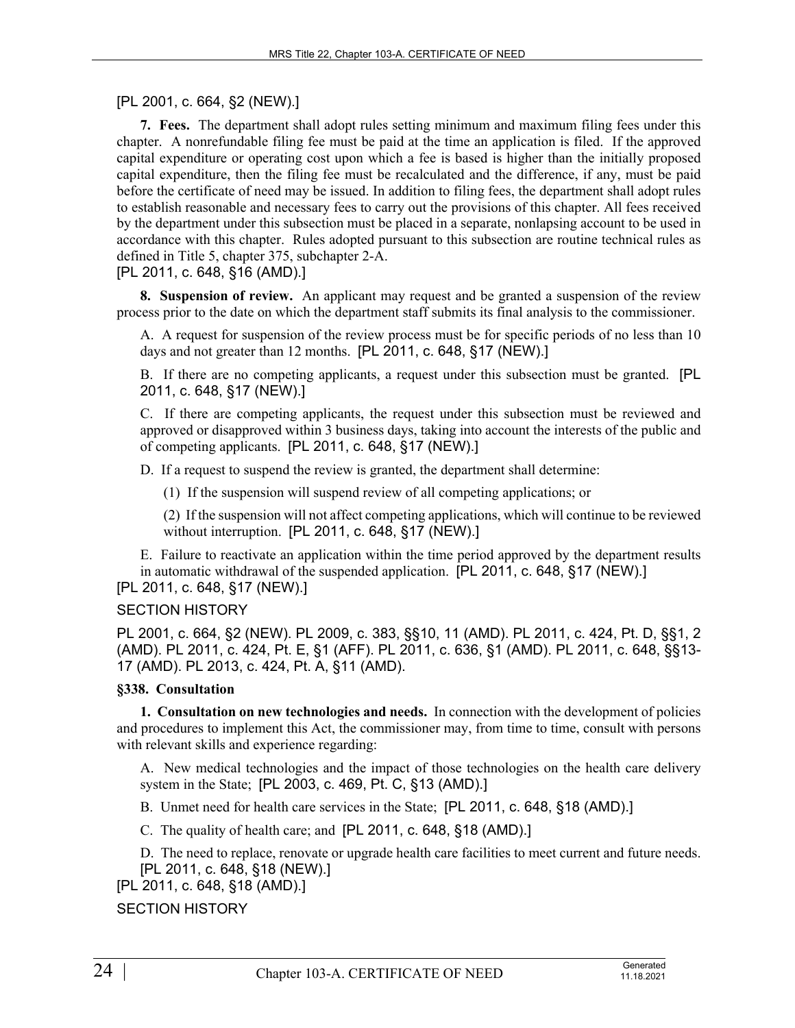[PL 2001, c. 664, §2 (NEW).]

**7. Fees.** The department shall adopt rules setting minimum and maximum filing fees under this chapter. A nonrefundable filing fee must be paid at the time an application is filed. If the approved capital expenditure or operating cost upon which a fee is based is higher than the initially proposed capital expenditure, then the filing fee must be recalculated and the difference, if any, must be paid before the certificate of need may be issued. In addition to filing fees, the department shall adopt rules to establish reasonable and necessary fees to carry out the provisions of this chapter. All fees received by the department under this subsection must be placed in a separate, nonlapsing account to be used in accordance with this chapter. Rules adopted pursuant to this subsection are routine technical rules as defined in Title 5, chapter 375, subchapter 2-A.

[PL 2011, c. 648, §16 (AMD).]

**8. Suspension of review.** An applicant may request and be granted a suspension of the review process prior to the date on which the department staff submits its final analysis to the commissioner.

A. A request for suspension of the review process must be for specific periods of no less than 10 days and not greater than 12 months. [PL 2011, c. 648, §17 (NEW).]

B. If there are no competing applicants, a request under this subsection must be granted. [PL 2011, c. 648, §17 (NEW).]

C. If there are competing applicants, the request under this subsection must be reviewed and approved or disapproved within 3 business days, taking into account the interests of the public and of competing applicants. [PL 2011, c. 648, §17 (NEW).]

D. If a request to suspend the review is granted, the department shall determine:

(1) If the suspension will suspend review of all competing applications; or

(2) If the suspension will not affect competing applications, which will continue to be reviewed without interruption. [PL 2011, c. 648, §17 (NEW).]

E. Failure to reactivate an application within the time period approved by the department results in automatic withdrawal of the suspended application. [PL 2011, c. 648, §17 (NEW).]

[PL 2011, c. 648, §17 (NEW).]

SECTION HISTORY

PL 2001, c. 664, §2 (NEW). PL 2009, c. 383, §§10, 11 (AMD). PL 2011, c. 424, Pt. D, §§1, 2 (AMD). PL 2011, c. 424, Pt. E, §1 (AFF). PL 2011, c. 636, §1 (AMD). PL 2011, c. 648, §§13-17 (AMD). PL 2013, c. 424, Pt. A, §11 (AMD).

**§338. Consultation**

**1. Consultation on new technologies and needs.** In connection with the development of policies and procedures to implement this Act, the commissioner may, from time to time, consult with persons with relevant skills and experience regarding:

A. New medical technologies and the impact of those technologies on the health care delivery system in the State; [PL 2003, c. 469, Pt. C, §13 (AMD).]

B. Unmet need for health care services in the State; [PL 2011, c. 648, §18 (AMD).]

C. The quality of health care; and [PL 2011, c. 648, §18 (AMD).]

D. The need to replace, renovate or upgrade health care facilities to meet current and future needs. [PL 2011, c. 648, §18 (NEW).]

[PL 2011, c. 648, §18 (AMD).]

SECTION HISTORY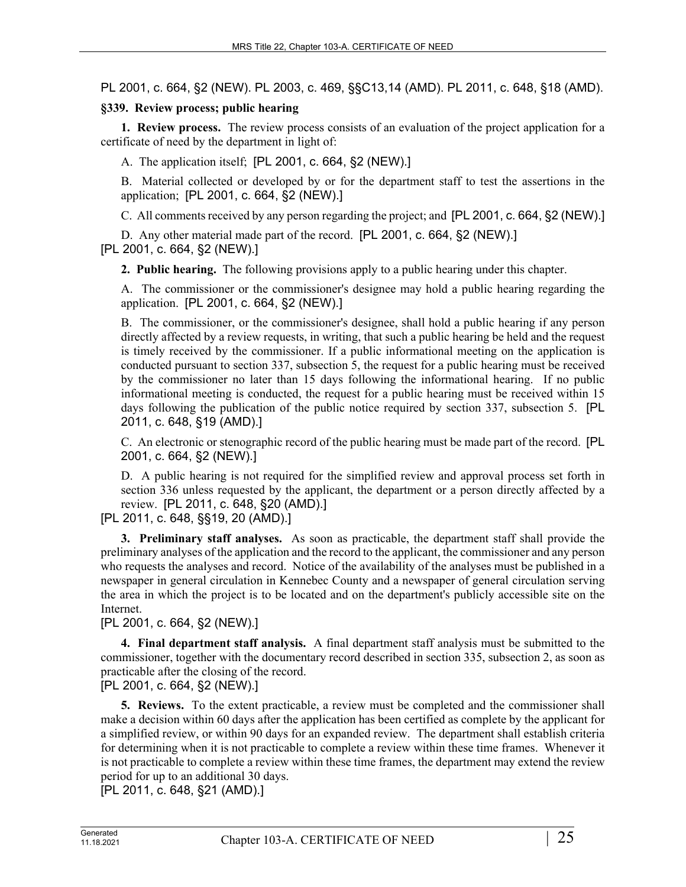PL 2001, c. 664, §2 (NEW). PL 2003, c. 469, §§C13,14 (AMD). PL 2011, c. 648, §18 (AMD).

### §339. Review process; public hearing

**1. Review process.** The review process consists of an evaluation of the project application for a certificate of need by the department in light of:

A. The application itself; [PL 2001, c. 664, §2 (NEW).]

B. Material collected or developed by or for the department staff to test the assertions in the application; [PL 2001, c. 664, §2 (NEW).]

C. All comments received by any person regarding the project; and [PL 2001, c. 664, §2 (NEW).]

D. Any other material made part of the record. [PL 2001, c. 664, §2 (NEW).]

[PL 2001, c. 664, §2 (NEW).]

**2. Public hearing.** The following provisions apply to a public hearing under this chapter.

A. The commissioner or the commissioner's designee may hold a public hearing regarding the application. [PL 2001, c. 664, §2 (NEW).]

B. The commissioner, or the commissioner's designee, shall hold a public hearing if any person directly affected by a review requests, in writing, that such a public hearing be held and the request is timely received by the commissioner. If a public informational meeting on the application is conducted pursuant to section 337, subsection 5, the request for a public hearing must be received by the commissioner no later than 15 days following the informational hearing. If no public informational meeting is conducted, the request for a public hearing must be received within 15 days following the publication of the public notice required by section 337, subsection 5. [PL 2011, c. 648, §19 (AMD).]

C. An electronic or stenographic record of the public hearing must be made part of the record. [PL 2001, c. 664, §2 (NEW).]

D. A public hearing is not required for the simplified review and approval process set forth in section 336 unless requested by the applicant, the department or a person directly affected by a review. [PL 2011, c. 648, §20 (AMD).]

[PL 2011, c. 648, §§19, 20 (AMD).]

**3. Preliminary staff analyses.** As soon as practicable, the department staff shall provide the preliminary analyses of the application and the record to the applicant, the commissioner and any person who requests the analyses and record. Notice of the availability of the analyses must be published in a newspaper in general circulation in Kennebec County and a newspaper of general circulation serving the area in which the project is to be located and on the department's publicly accessible site on the Internet.

[PL 2001, c. 664, §2 (NEW).]

**4. Final department staff analysis.** A final department staff analysis must be submitted to the commissioner, together with the documentary record described in section 335, subsection 2, as soon as practicable after the closing of the record.

[PL 2001, c. 664, §2 (NEW).]

**5. Reviews.** To the extent practicable, a review must be completed and the commissioner shall make a decision within 60 days after the application has been certified as complete by the applicant for a simplified review, or within 90 days for an expanded review. The department shall establish criteria for determining when it is not practicable to complete a review within these time frames. Whenever it is not practicable to complete a review within these time frames, the department may extend the review period for up to an additional 30 days.

[PL 2011, c. 648, §21 (AMD).]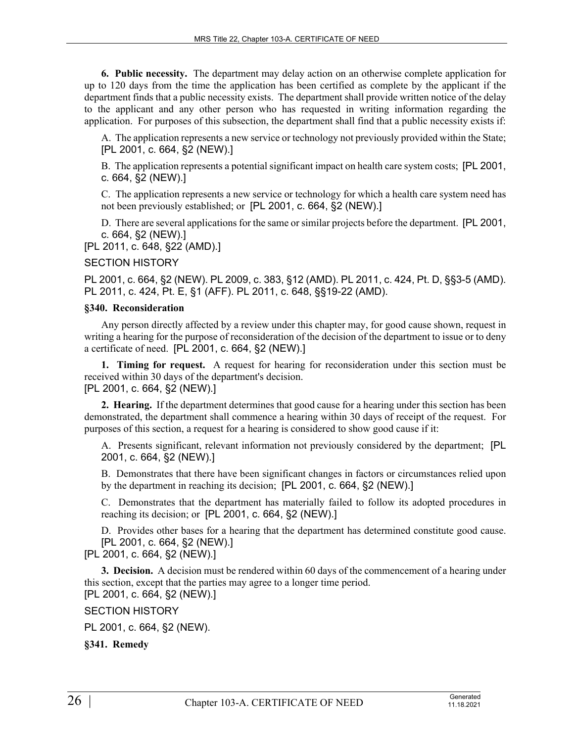**6. Public necessity.** The department may delay action on an otherwise complete application for up to 120 days from the time the application has been certified as complete by the applicant if the department finds that a public necessity exists. The department shall provide written notice of the delay to the applicant and any other person who has requested in writing information regarding the application. For purposes of this subsection, the department shall find that a public necessity exists if:

A. The application represents a new service or technology not previously provided within the State; [PL 2001, c. 664, §2 (NEW).]

B. The application represents a potential significant impact on health care system costs; [PL 2001, c. 664, §2 (NEW).]

C. The application represents a new service or technology for which a health care system need has not been previously established; or [PL 2001, c. 664, §2 (NEW).]

D. There are several applications for the same or similar projects before the department. [PL 2001, c. 664, §2 (NEW).]

[PL 2011, c. 648, §22 (AMD).]

SECTION HISTORY

PL 2001, c. 664, §2 (NEW). PL 2009, c. 383, §12 (AMD). PL 2011, c. 424, Pt. D, §§3-5 (AMD). PL 2011, c. 424, Pt. E, §1 (AFF). PL 2011, c. 648, §§19-22 (AMD).

### §340. Reconsideration

Any person directly affected by a review under this chapter may, for good cause shown, request in writing a hearing for the purpose of reconsideration of the decision of the department to issue or to deny a certificate of need. [PL 2001, c. 664, §2 (NEW).]

**1. Timing for request.** A request for hearing for reconsideration under this section must be received within 30 days of the department's decision.

[PL 2001, c. 664, §2 (NEW).]

**2. Hearing.** If the department determines that good cause for a hearing under this section has been demonstrated, the department shall commence a hearing within 30 days of receipt of the request. For purposes of this section, a request for a hearing is considered to show good cause if it:

A. Presents significant, relevant information not previously considered by the department; [PL 2001, c. 664, §2 (NEW).]

B. Demonstrates that there have been significant changes in factors or circumstances relied upon by the department in reaching its decision; [PL 2001, c. 664, §2 (NEW).]

C. Demonstrates that the department has materially failed to follow its adopted procedures in reaching its decision; or [PL 2001, c. 664, §2 (NEW).]

D. Provides other bases for a hearing that the department has determined constitute good cause. [PL 2001, c. 664, §2 (NEW).]

[PL 2001, c. 664, §2 (NEW).]

**3. Decision.** A decision must be rendered within 60 days of the commencement of a hearing under this section, except that the parties may agree to a longer time period.

[PL 2001, c. 664, §2 (NEW).]

SECTION HISTORY

PL 2001, c. 664, §2 (NEW).

### §341. Remedy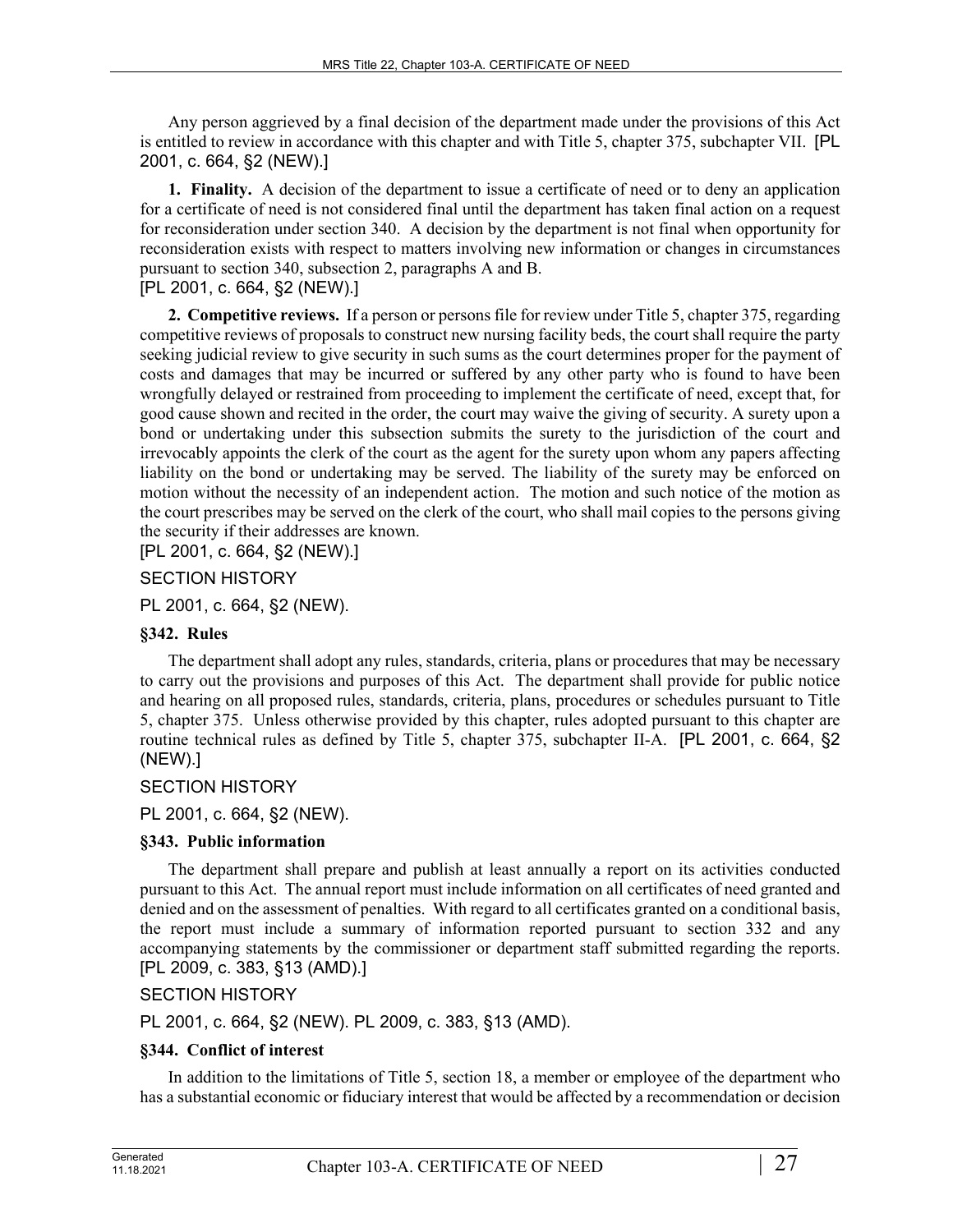Any person aggrieved by a final decision of the department made under the provisions of this Act is entitled to review in accordance with this chapter and with Title 5, chapter 375, subchapter VII. [PL 2001, c. 664, §2 (NEW).]

**1. Finality.** A decision of the department to issue a certificate of need or to deny an application for a certificate of need is not considered final until the department has taken final action on a request for reconsideration under section 340. A decision by the department is not final when opportunity for reconsideration exists with respect to matters involving new information or changes in circumstances pursuant to section 340, subsection 2, paragraphs A and B.

[PL 2001, c. 664, §2 (NEW).]

**2. Competitive reviews.** If a person or persons file for review under Title 5, chapter 375, regarding competitive reviews of proposals to construct new nursing facility beds, the court shall require the party seeking judicial review to give security in such sums as the court determines proper for the payment of costs and damages that may be incurred or suffered by any other party who is found to have been wrongfully delayed or restrained from proceeding to implement the certificate of need, except that, for good cause shown and recited in the order, the court may waive the giving of security. A surety upon a bond or undertaking under this subsection submits the surety to the jurisdiction of the court and irrevocably appoints the clerk of the court as the agent for the surety upon whom any papers affecting liability on the bond or undertaking may be served. The liability of the surety may be enforced on motion without the necessity of an independent action. The motion and such notice of the motion as the court prescribes may be served on the clerk of the court, who shall mail copies to the persons giving the security if their addresses are known.

[PL 2001, c. 664, §2 (NEW).]

SECTION HISTORY

PL 2001, c. 664, §2 (NEW).

### §342. Rules

The department shall adopt any rules, standards, criteria, plans or procedures that may be necessary to carry out the provisions and purposes of this Act. The department shall provide for public notice and hearing on all proposed rules, standards, criteria, plans, procedures or schedules pursuant to Title 5, chapter 375. Unless otherwise provided by this chapter, rules adopted pursuant to this chapter are routine technical rules as defined by Title 5, chapter 375, subchapter II-A. [PL 2001, c. 664, §2 (NEW).]

SECTION HISTORY

PL 2001, c. 664, §2 (NEW).

### §343. Public information

The department shall prepare and publish at least annually a report on its activities conducted pursuant to this Act. The annual report must include information on all certificates of need granted and denied and on the assessment of penalties. With regard to all certificates granted on a conditional basis, the report must include a summary of information reported pursuant to section 332 and any accompanying statements by the commissioner or department staff submitted regarding the reports. [PL 2009, c. 383, §13 (AMD).]

SECTION HISTORY

PL 2001, c. 664, §2 (NEW). PL 2009, c. 383, §13 (AMD).

### §344. Conflict of interest

In addition to the limitations of Title 5, section 18, a member or employee of the department who has a substantial economic or fiduciary interest that would be affected by a recommendation or decision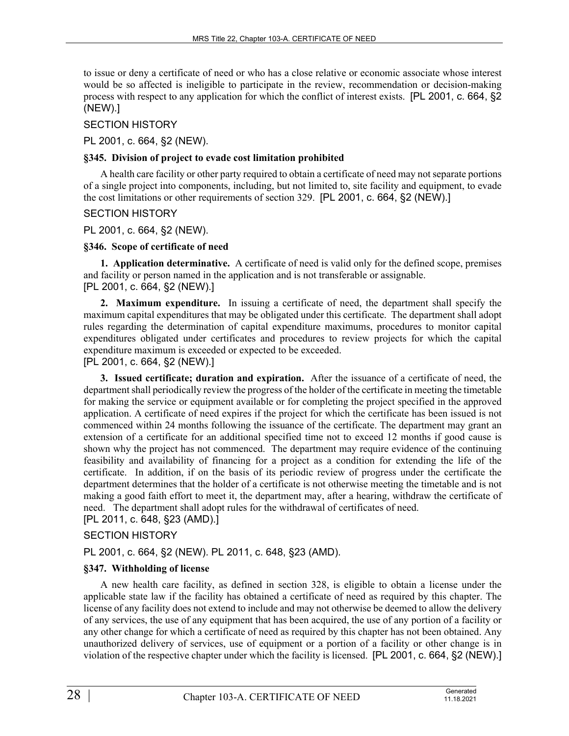to issue or deny a certificate of need or who has a close relative or economic associate whose interest would be so affected is ineligible to participate in the review, recommendation or decision-making process with respect to any application for which the conflict of interest exists. [PL 2001, c. 664, §2 (NEW).]

SECTION HISTORY

PL 2001, c. 664, §2 (NEW).

### §345. Division of project to evade cost limitation prohibited

A health care facility or other party required to obtain a certificate of need may not separate portions of a single project into components, including, but not limited to, site facility and equipment, to evade the cost limitations or other requirements of section 329. [PL 2001, c. 664, §2 (NEW).]

SECTION HISTORY

PL 2001, c. 664, §2 (NEW).

### §346. Scope of certificate of need

**1. Application determinative.** A certificate of need is valid only for the defined scope, premises and facility or person named in the application and is not transferable or assignable.
[PL 2001, c. 664, §2 (NEW).]

**2. Maximum expenditure.** In issuing a certificate of need, the department shall specify the maximum capital expenditures that may be obligated under this certificate. The department shall adopt rules regarding the determination of capital expenditure maximums, procedures to monitor capital expenditures obligated under certificates and procedures to review projects for which the capital expenditure maximum is exceeded or expected to be exceeded.
[PL 2001, c. 664, §2 (NEW).]

**3. Issued certificate; duration and expiration.** After the issuance of a certificate of need, the department shall periodically review the progress of the holder of the certificate in meeting the timetable for making the service or equipment available or for completing the project specified in the approved application. A certificate of need expires if the project for which the certificate has been issued is not commenced within 24 months following the issuance of the certificate. The department may grant an extension of a certificate for an additional specified time not to exceed 12 months if good cause is shown why the project has not commenced. The department may require evidence of the continuing feasibility and availability of financing for a project as a condition for extending the life of the certificate. In addition, if on the basis of its periodic review of progress under the certificate the department determines that the holder of a certificate is not otherwise meeting the timetable and is not making a good faith effort to meet it, the department may, after a hearing, withdraw the certificate of need. The department shall adopt rules for the withdrawal of certificates of need.
[PL 2011, c. 648, §23 (AMD).]

SECTION HISTORY

PL 2001, c. 664, §2 (NEW). PL 2011, c. 648, §23 (AMD).

### §347. Withholding of license

A new health care facility, as defined in section 328, is eligible to obtain a license under the applicable state law if the facility has obtained a certificate of need as required by this chapter. The license of any facility does not extend to include and may not otherwise be deemed to allow the delivery of any services, the use of any equipment that has been acquired, the use of any portion of a facility or any other change for which a certificate of need as required by this chapter has not been obtained. Any unauthorized delivery of services, use of equipment or a portion of a facility or other change is in violation of the respective chapter under which the facility is licensed. [PL 2001, c. 664, §2 (NEW).]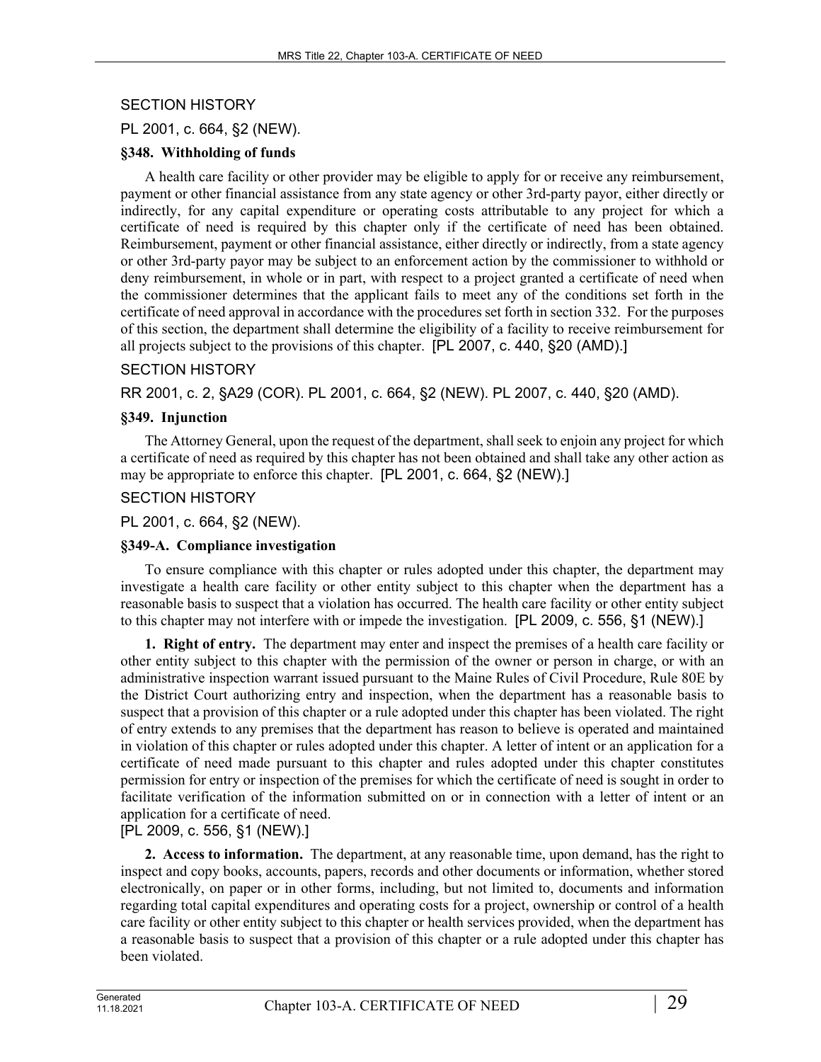SECTION HISTORY

PL 2001, c. 664, §2 (NEW).

**§348. Withholding of funds**

A health care facility or other provider may be eligible to apply for or receive any reimbursement, payment or other financial assistance from any state agency or other 3rd-party payor, either directly or indirectly, for any capital expenditure or operating costs attributable to any project for which a certificate of need is required by this chapter only if the certificate of need has been obtained. Reimbursement, payment or other financial assistance, either directly or indirectly, from a state agency or other 3rd-party payor may be subject to an enforcement action by the commissioner to withhold or deny reimbursement, in whole or in part, with respect to a project granted a certificate of need when the commissioner determines that the applicant fails to meet any of the conditions set forth in the certificate of need approval in accordance with the procedures set forth in section 332. For the purposes of this section, the department shall determine the eligibility of a facility to receive reimbursement for all projects subject to the provisions of this chapter. [PL 2007, c. 440, §20 (AMD).]

SECTION HISTORY

RR 2001, c. 2, §A29 (COR). PL 2001, c. 664, §2 (NEW). PL 2007, c. 440, §20 (AMD).

**§349. Injunction**

The Attorney General, upon the request of the department, shall seek to enjoin any project for which a certificate of need as required by this chapter has not been obtained and shall take any other action as may be appropriate to enforce this chapter. [PL 2001, c. 664, §2 (NEW).]

SECTION HISTORY

PL 2001, c. 664, §2 (NEW).

**§349-A. Compliance investigation**

To ensure compliance with this chapter or rules adopted under this chapter, the department may investigate a health care facility or other entity subject to this chapter when the department has a reasonable basis to suspect that a violation has occurred. The health care facility or other entity subject to this chapter may not interfere with or impede the investigation. [PL 2009, c. 556, §1 (NEW).]

**1. Right of entry.** The department may enter and inspect the premises of a health care facility or other entity subject to this chapter with the permission of the owner or person in charge, or with an administrative inspection warrant issued pursuant to the Maine Rules of Civil Procedure, Rule 80E by the District Court authorizing entry and inspection, when the department has a reasonable basis to suspect that a provision of this chapter or a rule adopted under this chapter has been violated. The right of entry extends to any premises that the department has reason to believe is operated and maintained in violation of this chapter or rules adopted under this chapter. A letter of intent or an application for a certificate of need made pursuant to this chapter and rules adopted under this chapter constitutes permission for entry or inspection of the premises for which the certificate of need is sought in order to facilitate verification of the information submitted on or in connection with a letter of intent or an application for a certificate of need.

[PL 2009, c. 556, §1 (NEW).]

**2. Access to information.** The department, at any reasonable time, upon demand, has the right to inspect and copy books, accounts, papers, records and other documents or information, whether stored electronically, on paper or in other forms, including, but not limited to, documents and information regarding total capital expenditures and operating costs for a project, ownership or control of a health care facility or other entity subject to this chapter or health services provided, when the department has a reasonable basis to suspect that a provision of this chapter or a rule adopted under this chapter has been violated.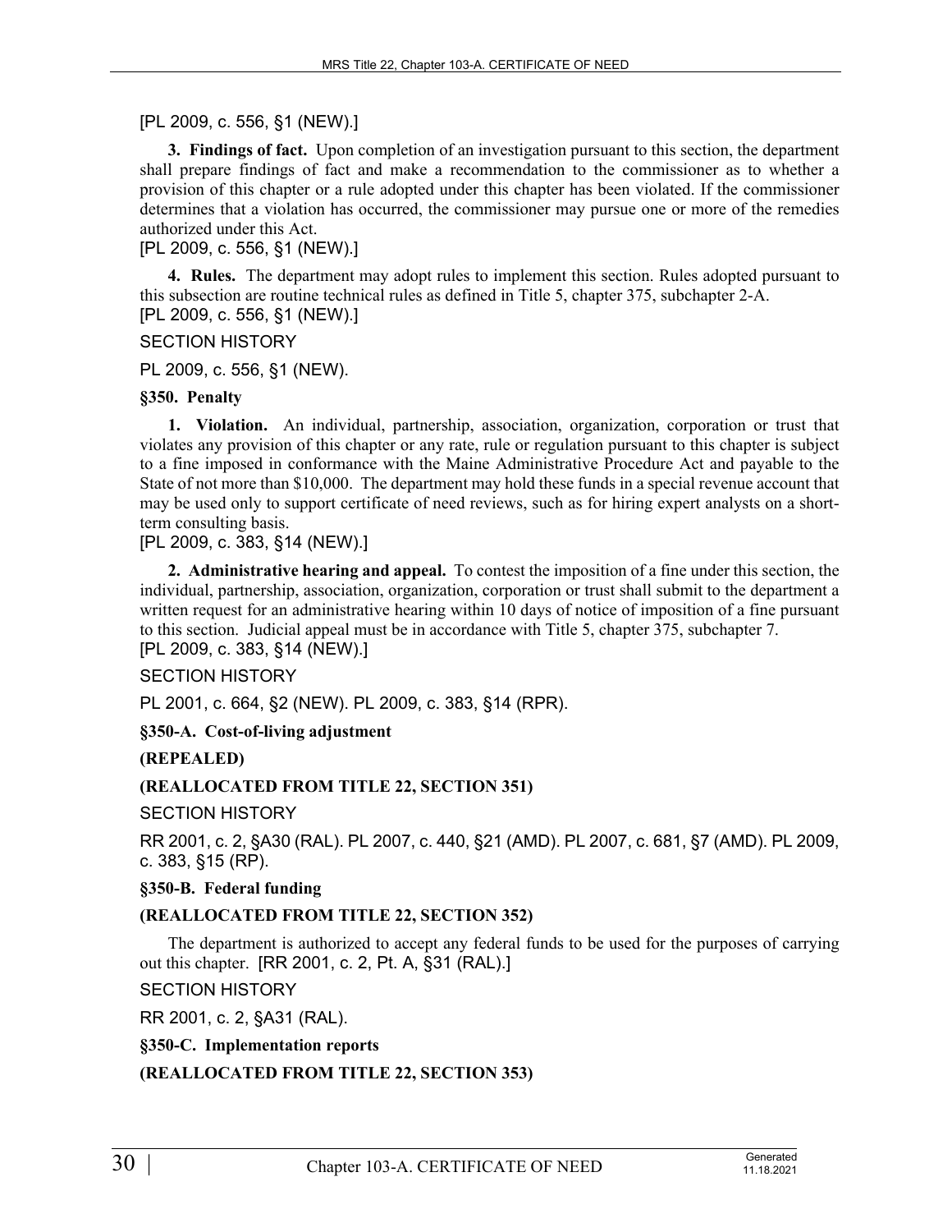[PL 2009, c. 556, §1 (NEW).]

**3. Findings of fact.** Upon completion of an investigation pursuant to this section, the department shall prepare findings of fact and make a recommendation to the commissioner as to whether a provision of this chapter or a rule adopted under this chapter has been violated. If the commissioner determines that a violation has occurred, the commissioner may pursue one or more of the remedies authorized under this Act.
[PL 2009, c. 556, §1 (NEW).]

**4. Rules.** The department may adopt rules to implement this section. Rules adopted pursuant to this subsection are routine technical rules as defined in Title 5, chapter 375, subchapter 2-A.
[PL 2009, c. 556, §1 (NEW).]

SECTION HISTORY

PL 2009, c. 556, §1 (NEW).

**§350. Penalty**

**1. Violation.** An individual, partnership, association, organization, corporation or trust that violates any provision of this chapter or any rate, rule or regulation pursuant to this chapter is subject to a fine imposed in conformance with the Maine Administrative Procedure Act and payable to the State of not more than $10,000. The department may hold these funds in a special revenue account that may be used only to support certificate of need reviews, such as for hiring expert analysts on a short-term consulting basis.
[PL 2009, c. 383, §14 (NEW).]

**2. Administrative hearing and appeal.** To contest the imposition of a fine under this section, the individual, partnership, association, organization, corporation or trust shall submit to the department a written request for an administrative hearing within 10 days of notice of imposition of a fine pursuant to this section. Judicial appeal must be in accordance with Title 5, chapter 375, subchapter 7.
[PL 2009, c. 383, §14 (NEW).]

SECTION HISTORY

PL 2001, c. 664, §2 (NEW). PL 2009, c. 383, §14 (RPR).

**§350-A. Cost-of-living adjustment**

**(REPEALED)**

**(REALLOCATED FROM TITLE 22, SECTION 351)**

SECTION HISTORY

RR 2001, c. 2, §A30 (RAL). PL 2007, c. 440, §21 (AMD). PL 2007, c. 681, §7 (AMD). PL 2009, c. 383, §15 (RP).

**§350-B. Federal funding**

**(REALLOCATED FROM TITLE 22, SECTION 352)**

The department is authorized to accept any federal funds to be used for the purposes of carrying out this chapter. [RR 2001, c. 2, Pt. A, §31 (RAL).]

SECTION HISTORY

RR 2001, c. 2, §A31 (RAL).

**§350-C. Implementation reports**

**(REALLOCATED FROM TITLE 22, SECTION 353)**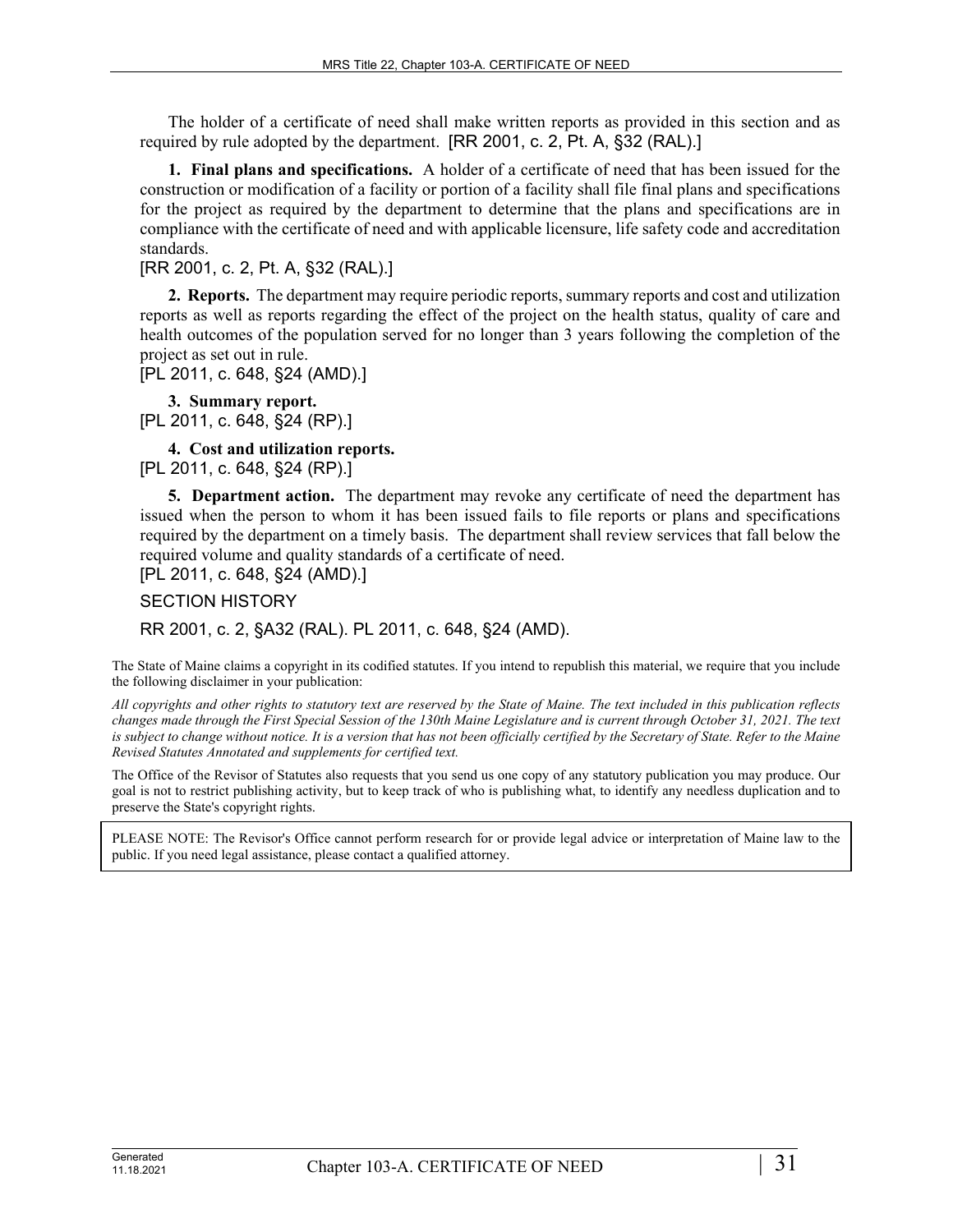The holder of a certificate of need shall make written reports as provided in this section and as required by rule adopted by the department. [RR 2001, c. 2, Pt. A, §32 (RAL).]

**1. Final plans and specifications.** A holder of a certificate of need that has been issued for the construction or modification of a facility or portion of a facility shall file final plans and specifications for the project as required by the department to determine that the plans and specifications are in compliance with the certificate of need and with applicable licensure, life safety code and accreditation standards.

[RR 2001, c. 2, Pt. A, §32 (RAL).]

**2. Reports.** The department may require periodic reports, summary reports and cost and utilization reports as well as reports regarding the effect of the project on the health status, quality of care and health outcomes of the population served for no longer than 3 years following the completion of the project as set out in rule.

[PL 2011, c. 648, §24 (AMD).]

**3. Summary report.**

[PL 2011, c. 648, §24 (RP).]

**4. Cost and utilization reports.**

[PL 2011, c. 648, §24 (RP).]

**5. Department action.** The department may revoke any certificate of need the department has issued when the person to whom it has been issued fails to file reports or plans and specifications required by the department on a timely basis. The department shall review services that fall below the required volume and quality standards of a certificate of need.

[PL 2011, c. 648, §24 (AMD).]

SECTION HISTORY

RR 2001, c. 2, §A32 (RAL). PL 2011, c. 648, §24 (AMD).

The State of Maine claims a copyright in its codified statutes. If you intend to republish this material, we require that you include the following disclaimer in your publication:

*All copyrights and other rights to statutory text are reserved by the State of Maine. The text included in this publication reflects changes made through the First Special Session of the 130th Maine Legislature and is current through October 31, 2021. The text is subject to change without notice. It is a version that has not been officially certified by the Secretary of State. Refer to the Maine Revised Statutes Annotated and supplements for certified text.*

The Office of the Revisor of Statutes also requests that you send us one copy of any statutory publication you may produce. Our goal is not to restrict publishing activity, but to keep track of who is publishing what, to identify any needless duplication and to preserve the State's copyright rights.

PLEASE NOTE: The Revisor's Office cannot perform research for or provide legal advice or interpretation of Maine law to the public. If you need legal assistance, please contact a qualified attorney.